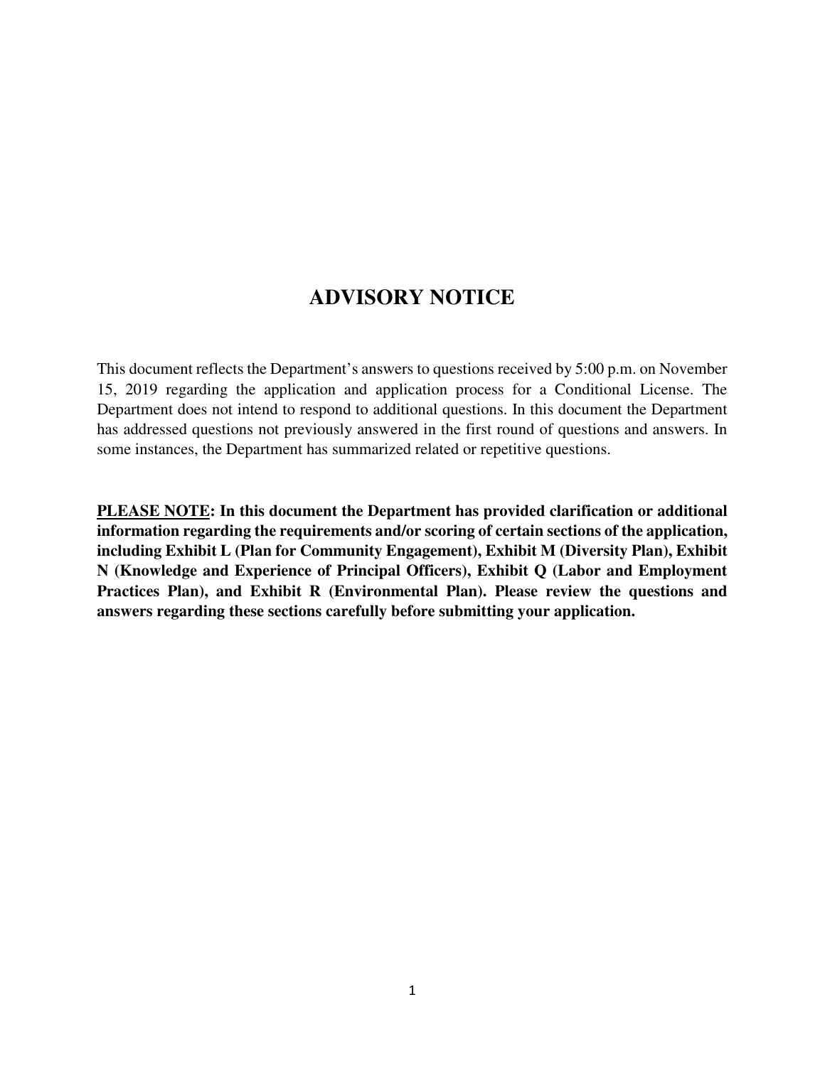# ADVISORY NOTICE

This document reflects the Department's answers to questions received by 5:00 p.m. on November 15, 2019 regarding the application and application process for a Conditional License. The Department does not intend to respond to additional questions. In this document the Department has addressed questions not previously answered in the first round of questions and answers. In some instances, the Department has summarized related or repetitive questions.

**<u>PLEASE NOTE</u>: In this document the Department has provided clarification or additional information regarding the requirements and/or scoring of certain sections of the application, including Exhibit L (Plan for Community Engagement), Exhibit M (Diversity Plan), Exhibit N (Knowledge and Experience of Principal Officers), Exhibit Q (Labor and Employment Practices Plan), and Exhibit R (Environmental Plan). Please review the questions and answers regarding these sections carefully before submitting your application.**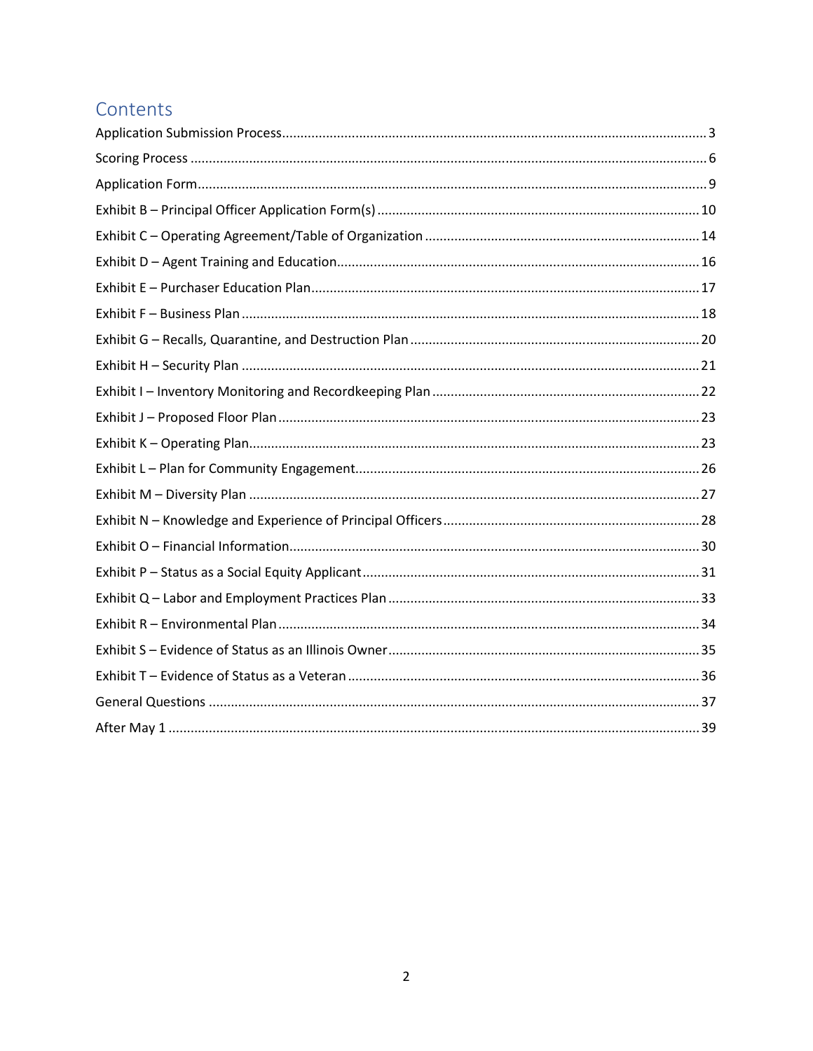## Contents

Application Submission Process .......... 3
Scoring Process .......... 6
Application Form .......... 9
Exhibit B – Principal Officer Application Form(s) .......... 10
Exhibit C – Operating Agreement/Table of Organization .......... 14
Exhibit D – Agent Training and Education .......... 16
Exhibit E – Purchaser Education Plan .......... 17
Exhibit F – Business Plan .......... 18
Exhibit G – Recalls, Quarantine, and Destruction Plan .......... 20
Exhibit H – Security Plan .......... 21
Exhibit I – Inventory Monitoring and Recordkeeping Plan .......... 22
Exhibit J – Proposed Floor Plan .......... 23
Exhibit K – Operating Plan .......... 23
Exhibit L – Plan for Community Engagement .......... 26
Exhibit M – Diversity Plan .......... 27
Exhibit N – Knowledge and Experience of Principal Officers .......... 28
Exhibit O – Financial Information .......... 30
Exhibit P – Status as a Social Equity Applicant .......... 31
Exhibit Q – Labor and Employment Practices Plan .......... 33
Exhibit R – Environmental Plan .......... 34
Exhibit S – Evidence of Status as an Illinois Owner .......... 35
Exhibit T – Evidence of Status as a Veteran .......... 36
General Questions .......... 37
After May 1 .......... 39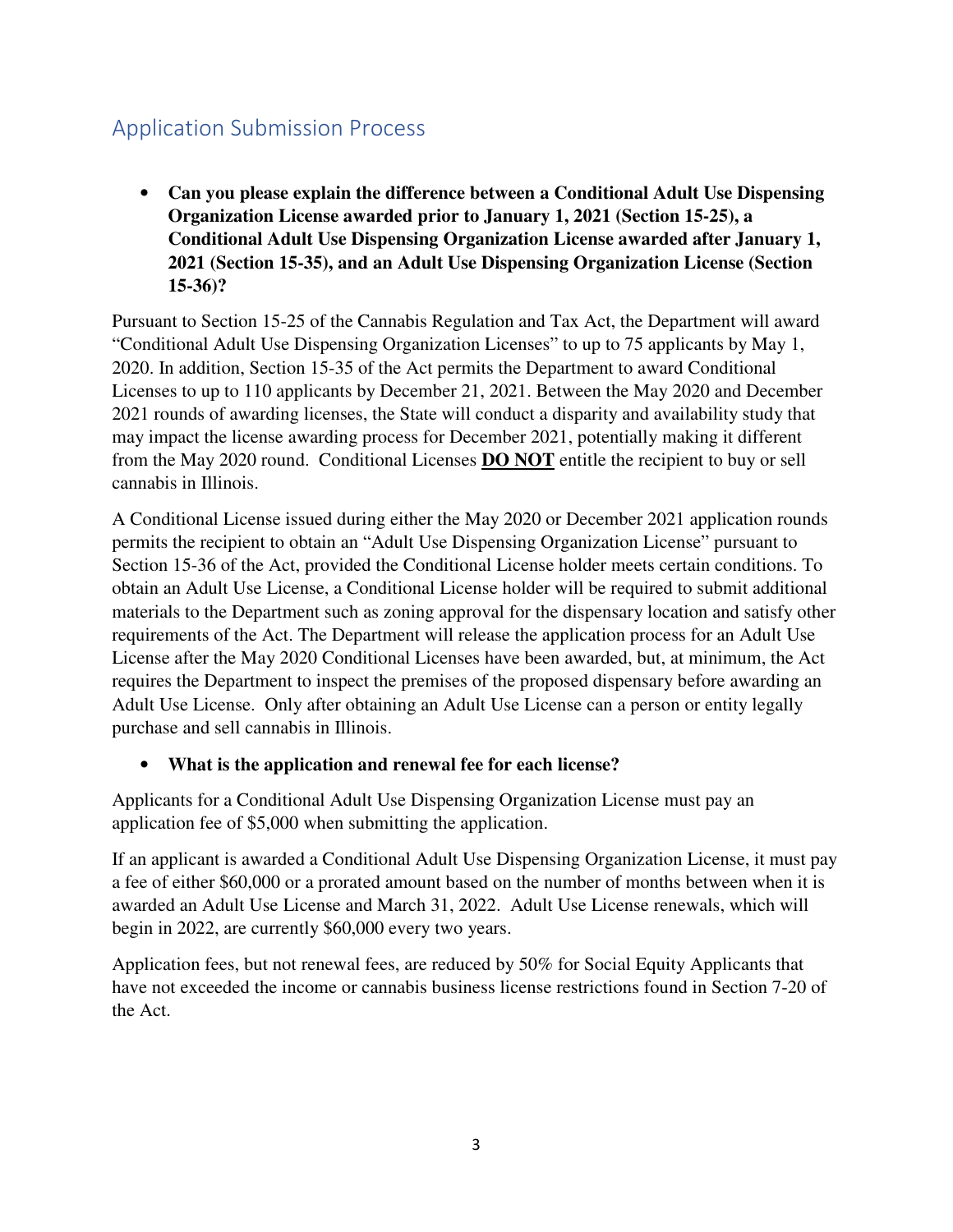## Application Submission Process

- **Can you please explain the difference between a Conditional Adult Use Dispensing Organization License awarded prior to January 1, 2021 (Section 15-25), a Conditional Adult Use Dispensing Organization License awarded after January 1, 2021 (Section 15-35), and an Adult Use Dispensing Organization License (Section 15-36)?**

Pursuant to Section 15-25 of the Cannabis Regulation and Tax Act, the Department will award "Conditional Adult Use Dispensing Organization Licenses" to up to 75 applicants by May 1, 2020. In addition, Section 15-35 of the Act permits the Department to award Conditional Licenses to up to 110 applicants by December 21, 2021. Between the May 2020 and December 2021 rounds of awarding licenses, the State will conduct a disparity and availability study that may impact the license awarding process for December 2021, potentially making it different from the May 2020 round. Conditional Licenses **DO NOT** entitle the recipient to buy or sell cannabis in Illinois.

A Conditional License issued during either the May 2020 or December 2021 application rounds permits the recipient to obtain an "Adult Use Dispensing Organization License" pursuant to Section 15-36 of the Act, provided the Conditional License holder meets certain conditions. To obtain an Adult Use License, a Conditional License holder will be required to submit additional materials to the Department such as zoning approval for the dispensary location and satisfy other requirements of the Act. The Department will release the application process for an Adult Use License after the May 2020 Conditional Licenses have been awarded, but, at minimum, the Act requires the Department to inspect the premises of the proposed dispensary before awarding an Adult Use License. Only after obtaining an Adult Use License can a person or entity legally purchase and sell cannabis in Illinois.

- **What is the application and renewal fee for each license?**

Applicants for a Conditional Adult Use Dispensing Organization License must pay an application fee of $5,000 when submitting the application.

If an applicant is awarded a Conditional Adult Use Dispensing Organization License, it must pay a fee of either $60,000 or a prorated amount based on the number of months between when it is awarded an Adult Use License and March 31, 2022. Adult Use License renewals, which will begin in 2022, are currently $60,000 every two years.

Application fees, but not renewal fees, are reduced by 50% for Social Equity Applicants that have not exceeded the income or cannabis business license restrictions found in Section 7-20 of the Act.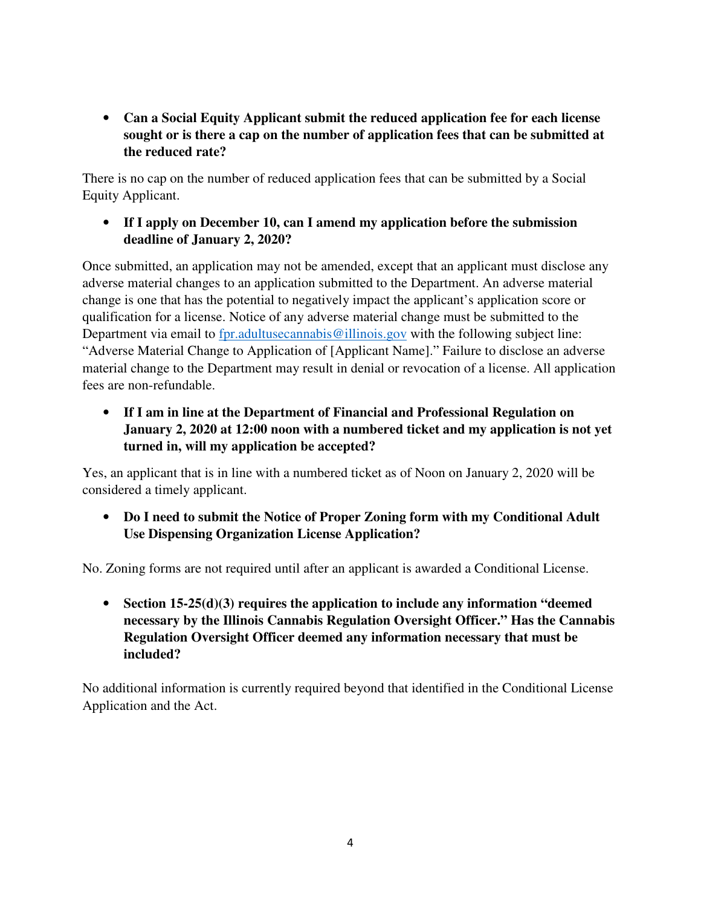- **Can a Social Equity Applicant submit the reduced application fee for each license sought or is there a cap on the number of application fees that can be submitted at the reduced rate?**

There is no cap on the number of reduced application fees that can be submitted by a Social Equity Applicant.

- **If I apply on December 10, can I amend my application before the submission deadline of January 2, 2020?**

Once submitted, an application may not be amended, except that an applicant must disclose any adverse material changes to an application submitted to the Department. An adverse material change is one that has the potential to negatively impact the applicant's application score or qualification for a license. Notice of any adverse material change must be submitted to the Department via email to fpr.adultusecannabis@illinois.gov with the following subject line: "Adverse Material Change to Application of [Applicant Name]." Failure to disclose an adverse material change to the Department may result in denial or revocation of a license. All application fees are non-refundable.

- **If I am in line at the Department of Financial and Professional Regulation on January 2, 2020 at 12:00 noon with a numbered ticket and my application is not yet turned in, will my application be accepted?**

Yes, an applicant that is in line with a numbered ticket as of Noon on January 2, 2020 will be considered a timely applicant.

- **Do I need to submit the Notice of Proper Zoning form with my Conditional Adult Use Dispensing Organization License Application?**

No. Zoning forms are not required until after an applicant is awarded a Conditional License.

- **Section 15-25(d)(3) requires the application to include any information "deemed necessary by the Illinois Cannabis Regulation Oversight Officer." Has the Cannabis Regulation Oversight Officer deemed any information necessary that must be included?**

No additional information is currently required beyond that identified in the Conditional License Application and the Act.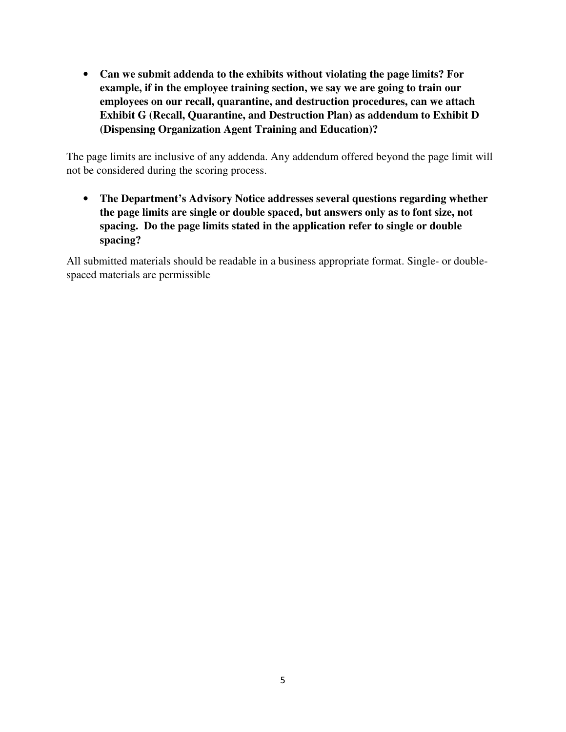- **Can we submit addenda to the exhibits without violating the page limits? For example, if in the employee training section, we say we are going to train our employees on our recall, quarantine, and destruction procedures, can we attach Exhibit G (Recall, Quarantine, and Destruction Plan) as addendum to Exhibit D (Dispensing Organization Agent Training and Education)?**

The page limits are inclusive of any addenda. Any addendum offered beyond the page limit will not be considered during the scoring process.

- **The Department's Advisory Notice addresses several questions regarding whether the page limits are single or double spaced, but answers only as to font size, not spacing. Do the page limits stated in the application refer to single or double spacing?**

All submitted materials should be readable in a business appropriate format. Single- or double-spaced materials are permissible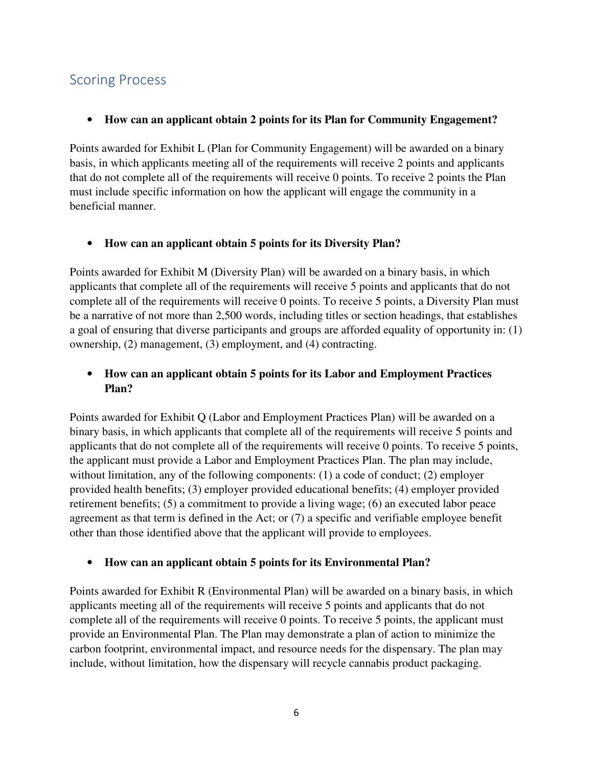## Scoring Process

- **How can an applicant obtain 2 points for its Plan for Community Engagement?**

Points awarded for Exhibit L (Plan for Community Engagement) will be awarded on a binary basis, in which applicants meeting all of the requirements will receive 2 points and applicants that do not complete all of the requirements will receive 0 points. To receive 2 points the Plan must include specific information on how the applicant will engage the community in a beneficial manner.

- **How can an applicant obtain 5 points for its Diversity Plan?**

Points awarded for Exhibit M (Diversity Plan) will be awarded on a binary basis, in which applicants that complete all of the requirements will receive 5 points and applicants that do not complete all of the requirements will receive 0 points. To receive 5 points, a Diversity Plan must be a narrative of not more than 2,500 words, including titles or section headings, that establishes a goal of ensuring that diverse participants and groups are afforded equality of opportunity in: (1) ownership, (2) management, (3) employment, and (4) contracting.

- **How can an applicant obtain 5 points for its Labor and Employment Practices Plan?**

Points awarded for Exhibit Q (Labor and Employment Practices Plan) will be awarded on a binary basis, in which applicants that complete all of the requirements will receive 5 points and applicants that do not complete all of the requirements will receive 0 points. To receive 5 points, the applicant must provide a Labor and Employment Practices Plan. The plan may include, without limitation, any of the following components: (1) a code of conduct; (2) employer provided health benefits; (3) employer provided educational benefits; (4) employer provided retirement benefits; (5) a commitment to provide a living wage; (6) an executed labor peace agreement as that term is defined in the Act; or (7) a specific and verifiable employee benefit other than those identified above that the applicant will provide to employees.

- **How can an applicant obtain 5 points for its Environmental Plan?**

Points awarded for Exhibit R (Environmental Plan) will be awarded on a binary basis, in which applicants meeting all of the requirements will receive 5 points and applicants that do not complete all of the requirements will receive 0 points. To receive 5 points, the applicant must provide an Environmental Plan. The Plan may demonstrate a plan of action to minimize the carbon footprint, environmental impact, and resource needs for the dispensary. The plan may include, without limitation, how the dispensary will recycle cannabis product packaging.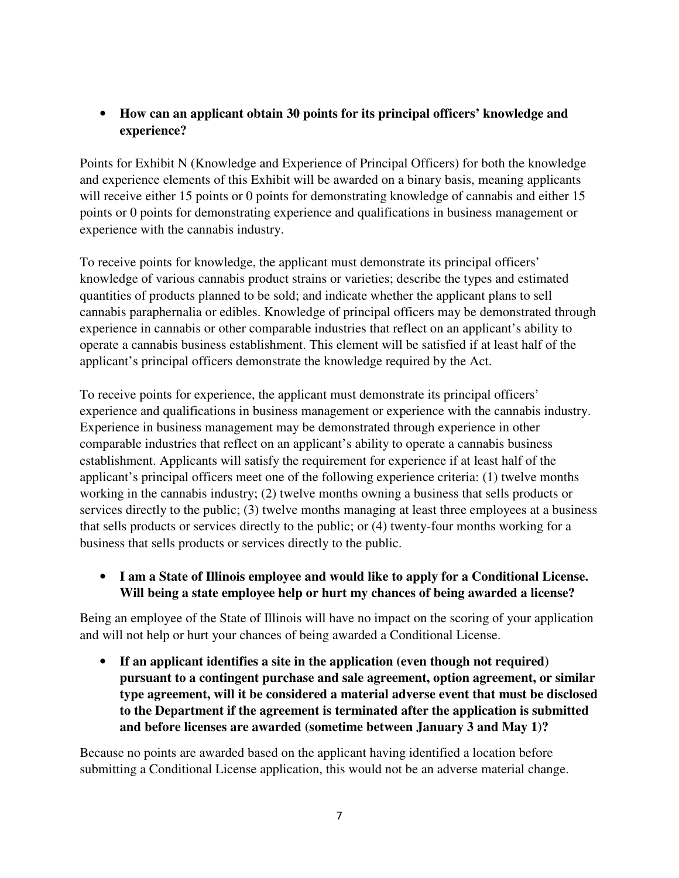- **How can an applicant obtain 30 points for its principal officers' knowledge and experience?**

Points for Exhibit N (Knowledge and Experience of Principal Officers) for both the knowledge and experience elements of this Exhibit will be awarded on a binary basis, meaning applicants will receive either 15 points or 0 points for demonstrating knowledge of cannabis and either 15 points or 0 points for demonstrating experience and qualifications in business management or experience with the cannabis industry.

To receive points for knowledge, the applicant must demonstrate its principal officers' knowledge of various cannabis product strains or varieties; describe the types and estimated quantities of products planned to be sold; and indicate whether the applicant plans to sell cannabis paraphernalia or edibles. Knowledge of principal officers may be demonstrated through experience in cannabis or other comparable industries that reflect on an applicant's ability to operate a cannabis business establishment. This element will be satisfied if at least half of the applicant's principal officers demonstrate the knowledge required by the Act.

To receive points for experience, the applicant must demonstrate its principal officers' experience and qualifications in business management or experience with the cannabis industry. Experience in business management may be demonstrated through experience in other comparable industries that reflect on an applicant's ability to operate a cannabis business establishment. Applicants will satisfy the requirement for experience if at least half of the applicant's principal officers meet one of the following experience criteria: (1) twelve months working in the cannabis industry; (2) twelve months owning a business that sells products or services directly to the public; (3) twelve months managing at least three employees at a business that sells products or services directly to the public; or (4) twenty-four months working for a business that sells products or services directly to the public.

- **I am a State of Illinois employee and would like to apply for a Conditional License. Will being a state employee help or hurt my chances of being awarded a license?**

Being an employee of the State of Illinois will have no impact on the scoring of your application and will not help or hurt your chances of being awarded a Conditional License.

- **If an applicant identifies a site in the application (even though not required) pursuant to a contingent purchase and sale agreement, option agreement, or similar type agreement, will it be considered a material adverse event that must be disclosed to the Department if the agreement is terminated after the application is submitted and before licenses are awarded (sometime between January 3 and May 1)?**

Because no points are awarded based on the applicant having identified a location before submitting a Conditional License application, this would not be an adverse material change.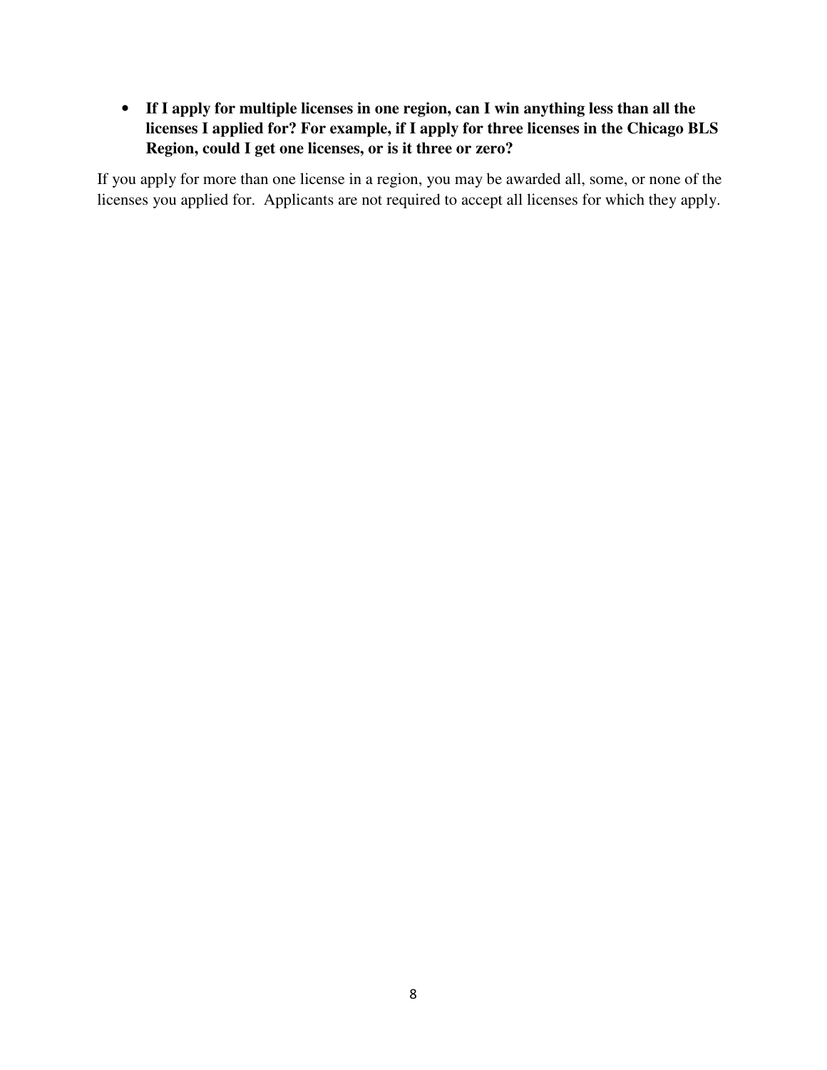- **If I apply for multiple licenses in one region, can I win anything less than all the licenses I applied for? For example, if I apply for three licenses in the Chicago BLS Region, could I get one licenses, or is it three or zero?**

If you apply for more than one license in a region, you may be awarded all, some, or none of the licenses you applied for. Applicants are not required to accept all licenses for which they apply.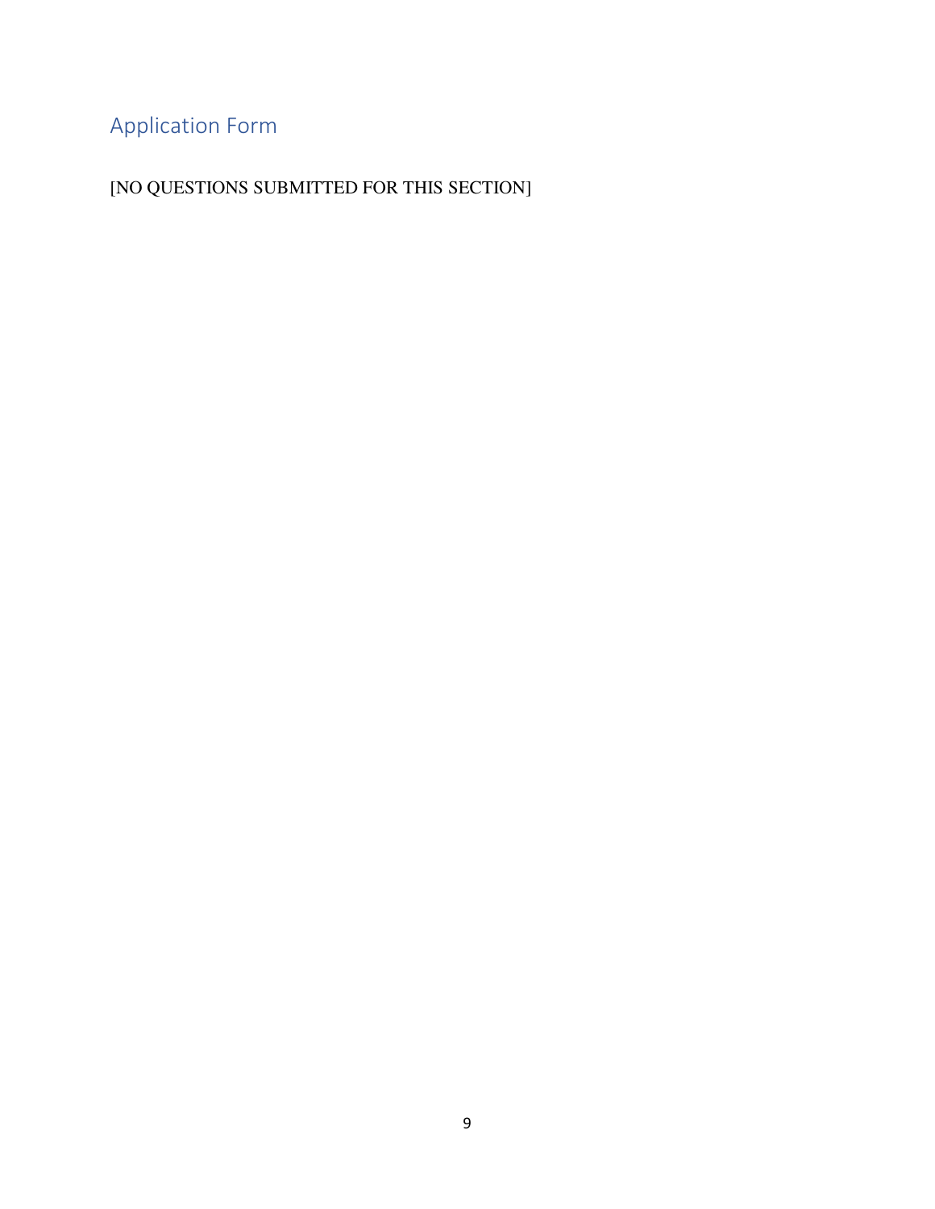## Application Form

[NO QUESTIONS SUBMITTED FOR THIS SECTION]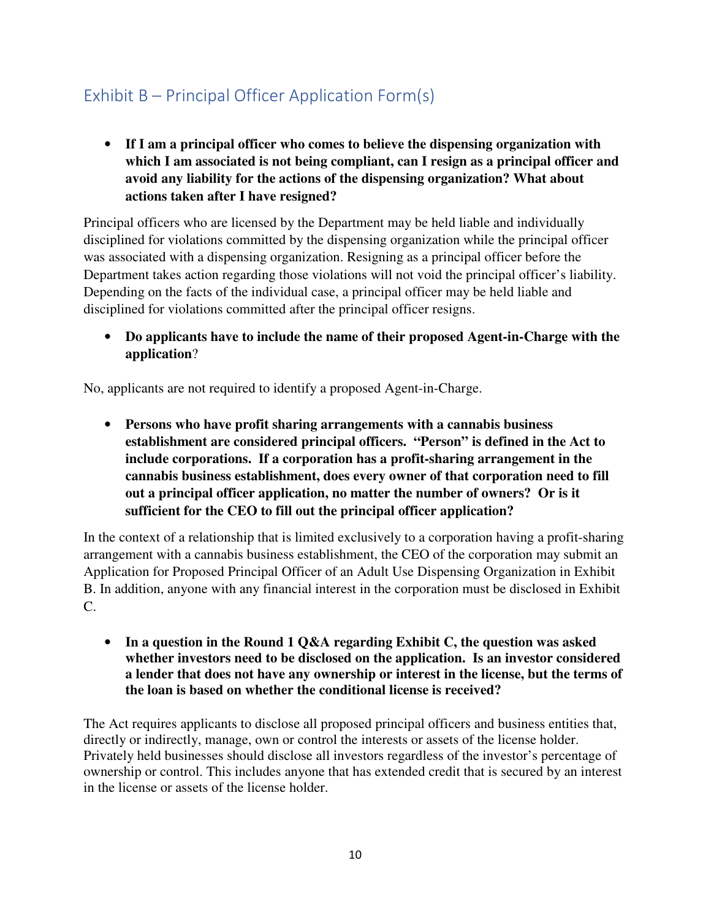## Exhibit B – Principal Officer Application Form(s)

- **If I am a principal officer who comes to believe the dispensing organization with which I am associated is not being compliant, can I resign as a principal officer and avoid any liability for the actions of the dispensing organization? What about actions taken after I have resigned?**

Principal officers who are licensed by the Department may be held liable and individually disciplined for violations committed by the dispensing organization while the principal officer was associated with a dispensing organization. Resigning as a principal officer before the Department takes action regarding those violations will not void the principal officer's liability. Depending on the facts of the individual case, a principal officer may be held liable and disciplined for violations committed after the principal officer resigns.

- **Do applicants have to include the name of their proposed Agent-in-Charge with the application**?

No, applicants are not required to identify a proposed Agent-in-Charge.

- **Persons who have profit sharing arrangements with a cannabis business establishment are considered principal officers. "Person" is defined in the Act to include corporations. If a corporation has a profit-sharing arrangement in the cannabis business establishment, does every owner of that corporation need to fill out a principal officer application, no matter the number of owners? Or is it sufficient for the CEO to fill out the principal officer application?**

In the context of a relationship that is limited exclusively to a corporation having a profit-sharing arrangement with a cannabis business establishment, the CEO of the corporation may submit an Application for Proposed Principal Officer of an Adult Use Dispensing Organization in Exhibit B. In addition, anyone with any financial interest in the corporation must be disclosed in Exhibit C.

- **In a question in the Round 1 Q&A regarding Exhibit C, the question was asked whether investors need to be disclosed on the application. Is an investor considered a lender that does not have any ownership or interest in the license, but the terms of the loan is based on whether the conditional license is received?**

The Act requires applicants to disclose all proposed principal officers and business entities that, directly or indirectly, manage, own or control the interests or assets of the license holder. Privately held businesses should disclose all investors regardless of the investor's percentage of ownership or control. This includes anyone that has extended credit that is secured by an interest in the license or assets of the license holder.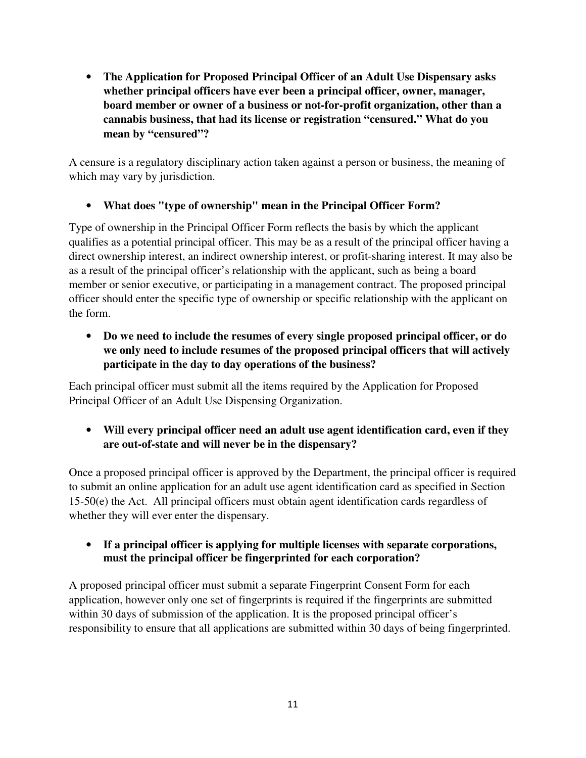- **The Application for Proposed Principal Officer of an Adult Use Dispensary asks whether principal officers have ever been a principal officer, owner, manager, board member or owner of a business or not-for-profit organization, other than a cannabis business, that had its license or registration "censured." What do you mean by "censured"?**

A censure is a regulatory disciplinary action taken against a person or business, the meaning of which may vary by jurisdiction.

- **What does "type of ownership" mean in the Principal Officer Form?**

Type of ownership in the Principal Officer Form reflects the basis by which the applicant qualifies as a potential principal officer. This may be as a result of the principal officer having a direct ownership interest, an indirect ownership interest, or profit-sharing interest. It may also be as a result of the principal officer's relationship with the applicant, such as being a board member or senior executive, or participating in a management contract. The proposed principal officer should enter the specific type of ownership or specific relationship with the applicant on the form.

- **Do we need to include the resumes of every single proposed principal officer, or do we only need to include resumes of the proposed principal officers that will actively participate in the day to day operations of the business?**

Each principal officer must submit all the items required by the Application for Proposed Principal Officer of an Adult Use Dispensing Organization.

- **Will every principal officer need an adult use agent identification card, even if they are out-of-state and will never be in the dispensary?**

Once a proposed principal officer is approved by the Department, the principal officer is required to submit an online application for an adult use agent identification card as specified in Section 15-50(e) the Act. All principal officers must obtain agent identification cards regardless of whether they will ever enter the dispensary.

- **If a principal officer is applying for multiple licenses with separate corporations, must the principal officer be fingerprinted for each corporation?**

A proposed principal officer must submit a separate Fingerprint Consent Form for each application, however only one set of fingerprints is required if the fingerprints are submitted within 30 days of submission of the application. It is the proposed principal officer's responsibility to ensure that all applications are submitted within 30 days of being fingerprinted.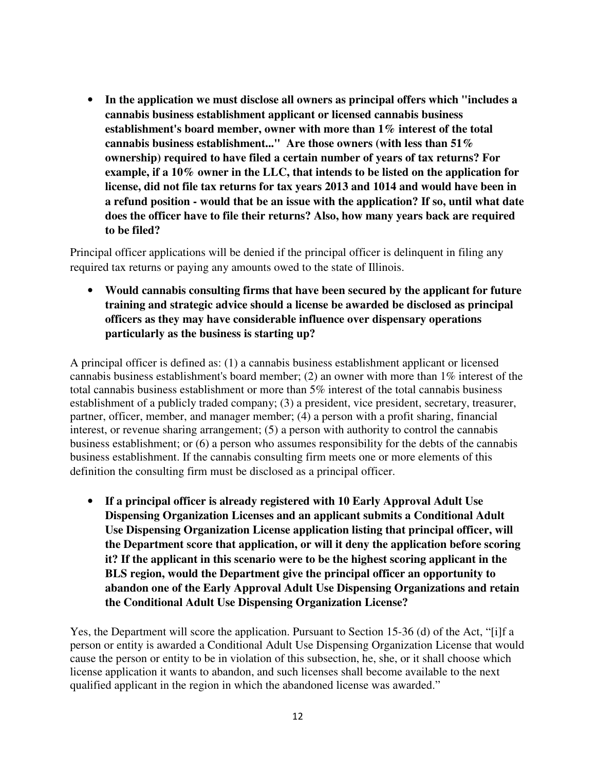- **In the application we must disclose all owners as principal offers which "includes a cannabis business establishment applicant or licensed cannabis business establishment's board member, owner with more than 1% interest of the total cannabis business establishment..." Are those owners (with less than 51% ownership) required to have filed a certain number of years of tax returns? For example, if a 10% owner in the LLC, that intends to be listed on the application for license, did not file tax returns for tax years 2013 and 1014 and would have been in a refund position - would that be an issue with the application? If so, until what date does the officer have to file their returns? Also, how many years back are required to be filed?**

Principal officer applications will be denied if the principal officer is delinquent in filing any required tax returns or paying any amounts owed to the state of Illinois.

- **Would cannabis consulting firms that have been secured by the applicant for future training and strategic advice should a license be awarded be disclosed as principal officers as they may have considerable influence over dispensary operations particularly as the business is starting up?**

A principal officer is defined as: (1) a cannabis business establishment applicant or licensed cannabis business establishment's board member; (2) an owner with more than 1% interest of the total cannabis business establishment or more than 5% interest of the total cannabis business establishment of a publicly traded company; (3) a president, vice president, secretary, treasurer, partner, officer, member, and manager member; (4) a person with a profit sharing, financial interest, or revenue sharing arrangement; (5) a person with authority to control the cannabis business establishment; or (6) a person who assumes responsibility for the debts of the cannabis business establishment. If the cannabis consulting firm meets one or more elements of this definition the consulting firm must be disclosed as a principal officer.

- **If a principal officer is already registered with 10 Early Approval Adult Use Dispensing Organization Licenses and an applicant submits a Conditional Adult Use Dispensing Organization License application listing that principal officer, will the Department score that application, or will it deny the application before scoring it? If the applicant in this scenario were to be the highest scoring applicant in the BLS region, would the Department give the principal officer an opportunity to abandon one of the Early Approval Adult Use Dispensing Organizations and retain the Conditional Adult Use Dispensing Organization License?**

Yes, the Department will score the application. Pursuant to Section 15-36 (d) of the Act, "[i]f a person or entity is awarded a Conditional Adult Use Dispensing Organization License that would cause the person or entity to be in violation of this subsection, he, she, or it shall choose which license application it wants to abandon, and such licenses shall become available to the next qualified applicant in the region in which the abandoned license was awarded."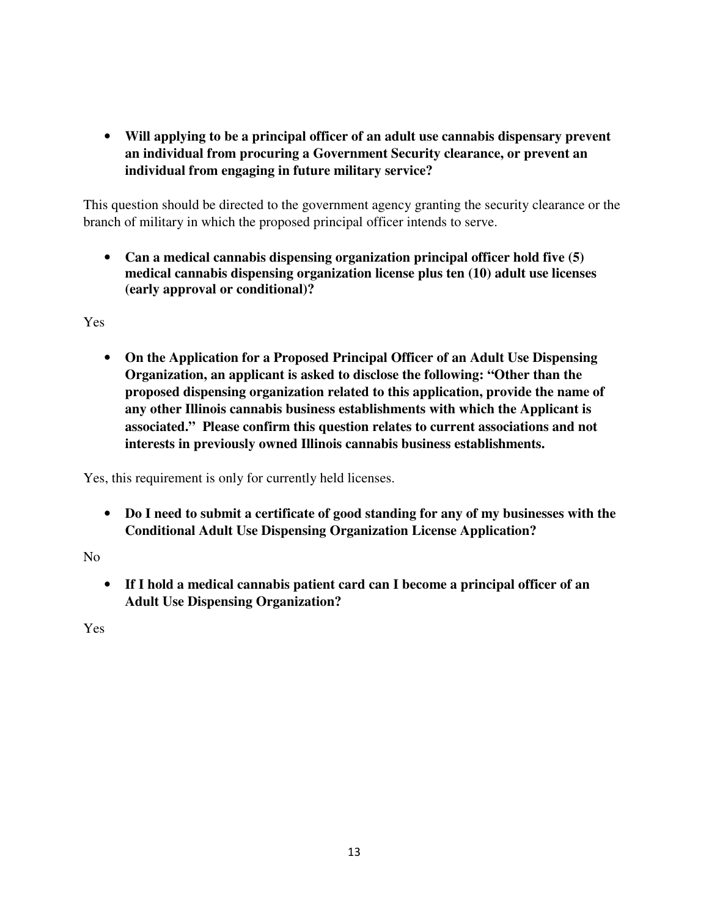- **Will applying to be a principal officer of an adult use cannabis dispensary prevent an individual from procuring a Government Security clearance, or prevent an individual from engaging in future military service?**

This question should be directed to the government agency granting the security clearance or the branch of military in which the proposed principal officer intends to serve.

- **Can a medical cannabis dispensing organization principal officer hold five (5) medical cannabis dispensing organization license plus ten (10) adult use licenses (early approval or conditional)?**

Yes

- **On the Application for a Proposed Principal Officer of an Adult Use Dispensing Organization, an applicant is asked to disclose the following: "Other than the proposed dispensing organization related to this application, provide the name of any other Illinois cannabis business establishments with which the Applicant is associated." Please confirm this question relates to current associations and not interests in previously owned Illinois cannabis business establishments.**

Yes, this requirement is only for currently held licenses.

- **Do I need to submit a certificate of good standing for any of my businesses with the Conditional Adult Use Dispensing Organization License Application?**

No

- **If I hold a medical cannabis patient card can I become a principal officer of an Adult Use Dispensing Organization?**

Yes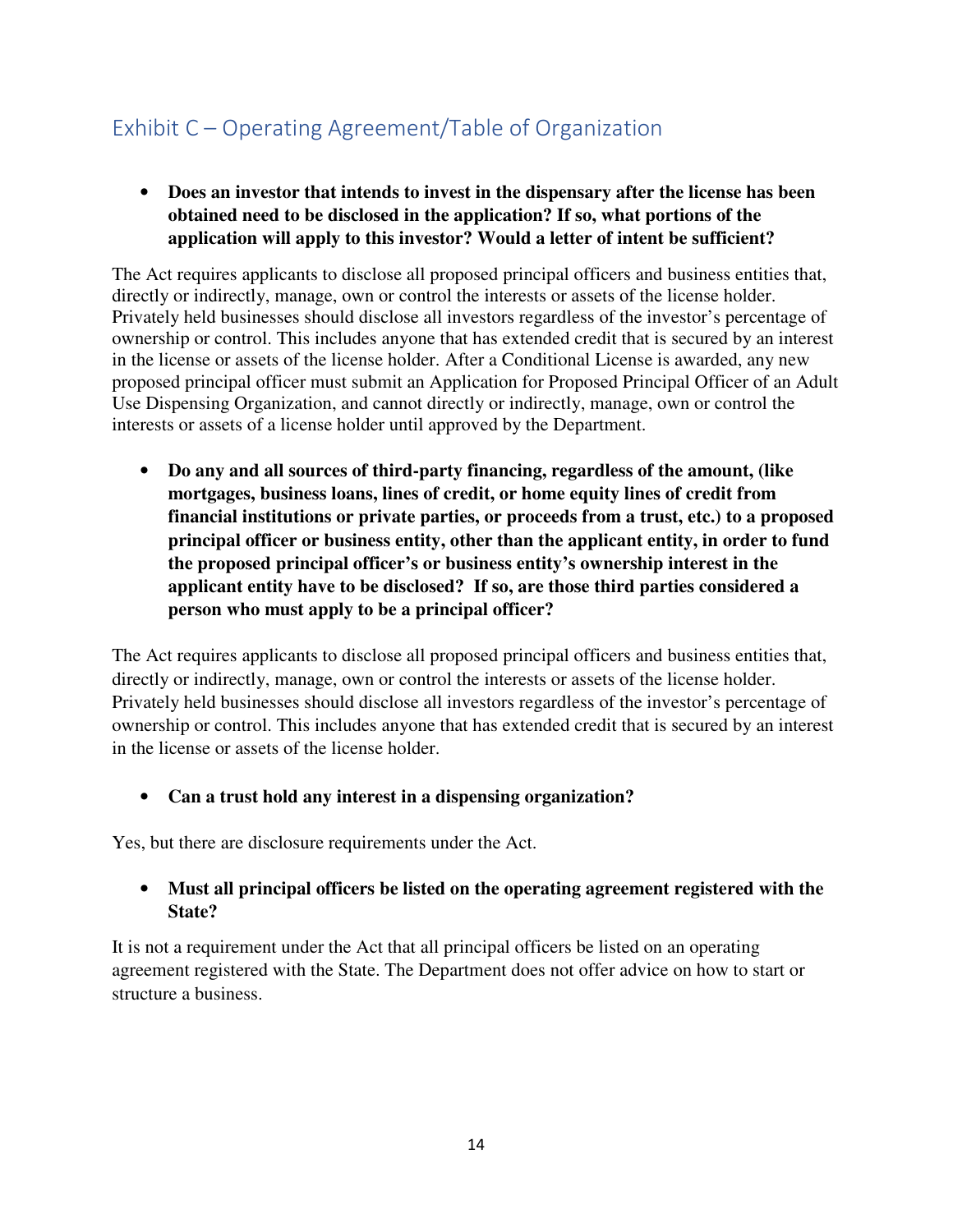## Exhibit C – Operating Agreement/Table of Organization

- **Does an investor that intends to invest in the dispensary after the license has been obtained need to be disclosed in the application? If so, what portions of the application will apply to this investor? Would a letter of intent be sufficient?**

The Act requires applicants to disclose all proposed principal officers and business entities that, directly or indirectly, manage, own or control the interests or assets of the license holder. Privately held businesses should disclose all investors regardless of the investor's percentage of ownership or control. This includes anyone that has extended credit that is secured by an interest in the license or assets of the license holder. After a Conditional License is awarded, any new proposed principal officer must submit an Application for Proposed Principal Officer of an Adult Use Dispensing Organization, and cannot directly or indirectly, manage, own or control the interests or assets of a license holder until approved by the Department.

- **Do any and all sources of third-party financing, regardless of the amount, (like mortgages, business loans, lines of credit, or home equity lines of credit from financial institutions or private parties, or proceeds from a trust, etc.) to a proposed principal officer or business entity, other than the applicant entity, in order to fund the proposed principal officer's or business entity's ownership interest in the applicant entity have to be disclosed? If so, are those third parties considered a person who must apply to be a principal officer?**

The Act requires applicants to disclose all proposed principal officers and business entities that, directly or indirectly, manage, own or control the interests or assets of the license holder. Privately held businesses should disclose all investors regardless of the investor's percentage of ownership or control. This includes anyone that has extended credit that is secured by an interest in the license or assets of the license holder.

- **Can a trust hold any interest in a dispensing organization?**

Yes, but there are disclosure requirements under the Act.

- **Must all principal officers be listed on the operating agreement registered with the State?**

It is not a requirement under the Act that all principal officers be listed on an operating agreement registered with the State. The Department does not offer advice on how to start or structure a business.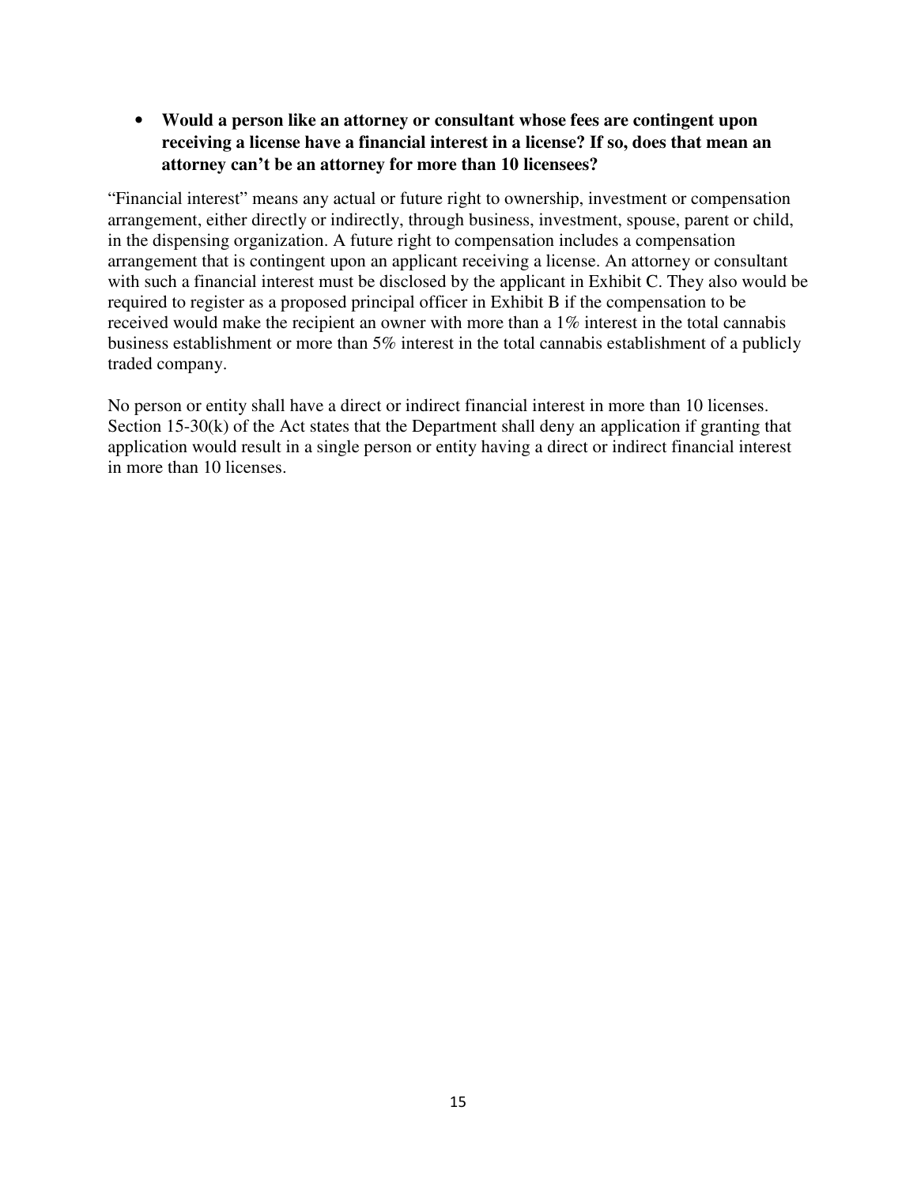- **Would a person like an attorney or consultant whose fees are contingent upon receiving a license have a financial interest in a license? If so, does that mean an attorney can't be an attorney for more than 10 licensees?**

"Financial interest" means any actual or future right to ownership, investment or compensation arrangement, either directly or indirectly, through business, investment, spouse, parent or child, in the dispensing organization. A future right to compensation includes a compensation arrangement that is contingent upon an applicant receiving a license. An attorney or consultant with such a financial interest must be disclosed by the applicant in Exhibit C. They also would be required to register as a proposed principal officer in Exhibit B if the compensation to be received would make the recipient an owner with more than a 1% interest in the total cannabis business establishment or more than 5% interest in the total cannabis establishment of a publicly traded company.

No person or entity shall have a direct or indirect financial interest in more than 10 licenses. Section 15-30(k) of the Act states that the Department shall deny an application if granting that application would result in a single person or entity having a direct or indirect financial interest in more than 10 licenses.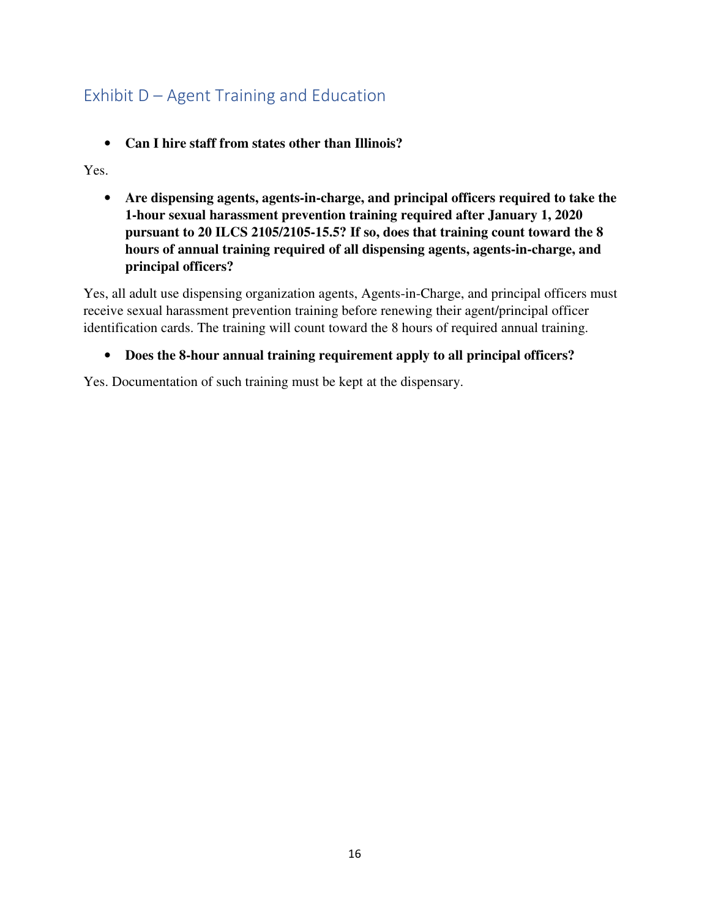## Exhibit D – Agent Training and Education

- **Can I hire staff from states other than Illinois?**

Yes.

- **Are dispensing agents, agents-in-charge, and principal officers required to take the 1-hour sexual harassment prevention training required after January 1, 2020 pursuant to 20 ILCS 2105/2105-15.5? If so, does that training count toward the 8 hours of annual training required of all dispensing agents, agents-in-charge, and principal officers?**

Yes, all adult use dispensing organization agents, Agents-in-Charge, and principal officers must receive sexual harassment prevention training before renewing their agent/principal officer identification cards. The training will count toward the 8 hours of required annual training.

- **Does the 8-hour annual training requirement apply to all principal officers?**

Yes. Documentation of such training must be kept at the dispensary.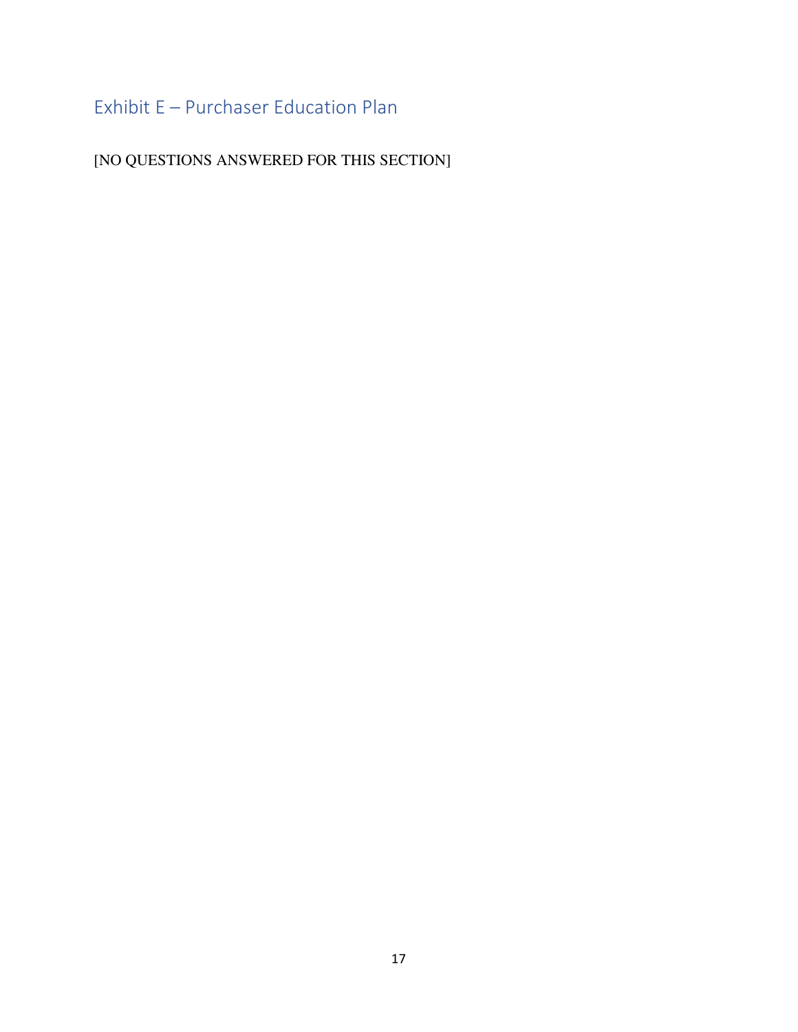## Exhibit E – Purchaser Education Plan

[NO QUESTIONS ANSWERED FOR THIS SECTION]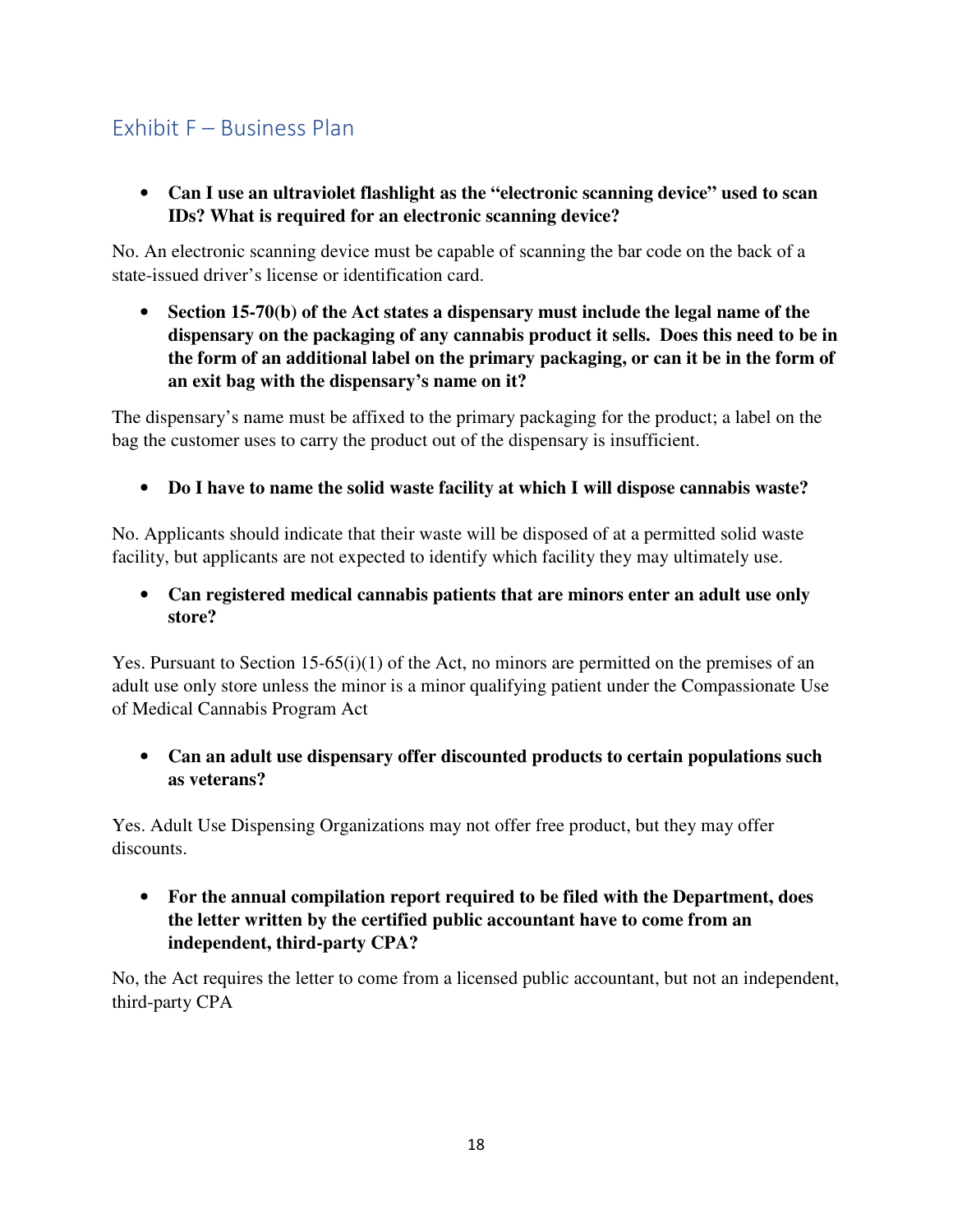## Exhibit F – Business Plan

- **Can I use an ultraviolet flashlight as the "electronic scanning device" used to scan IDs? What is required for an electronic scanning device?**

No. An electronic scanning device must be capable of scanning the bar code on the back of a state-issued driver's license or identification card.

- **Section 15-70(b) of the Act states a dispensary must include the legal name of the dispensary on the packaging of any cannabis product it sells. Does this need to be in the form of an additional label on the primary packaging, or can it be in the form of an exit bag with the dispensary's name on it?**

The dispensary's name must be affixed to the primary packaging for the product; a label on the bag the customer uses to carry the product out of the dispensary is insufficient.

- **Do I have to name the solid waste facility at which I will dispose cannabis waste?**

No. Applicants should indicate that their waste will be disposed of at a permitted solid waste facility, but applicants are not expected to identify which facility they may ultimately use.

- **Can registered medical cannabis patients that are minors enter an adult use only store?**

Yes. Pursuant to Section 15-65(i)(1) of the Act, no minors are permitted on the premises of an adult use only store unless the minor is a minor qualifying patient under the Compassionate Use of Medical Cannabis Program Act

- **Can an adult use dispensary offer discounted products to certain populations such as veterans?**

Yes. Adult Use Dispensing Organizations may not offer free product, but they may offer discounts.

- **For the annual compilation report required to be filed with the Department, does the letter written by the certified public accountant have to come from an independent, third-party CPA?**

No, the Act requires the letter to come from a licensed public accountant, but not an independent, third-party CPA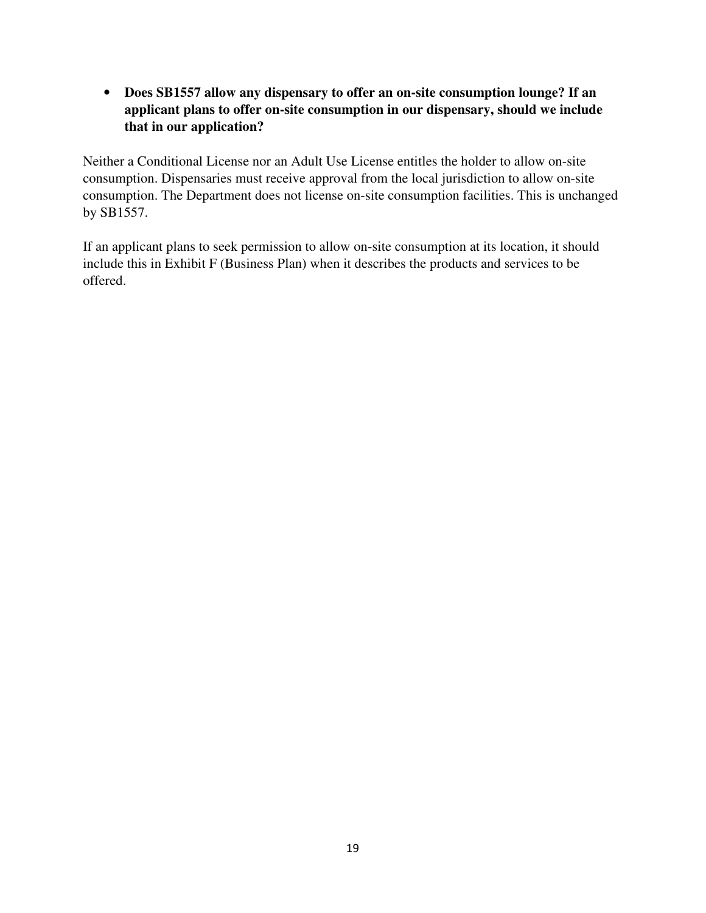- **Does SB1557 allow any dispensary to offer an on-site consumption lounge? If an applicant plans to offer on-site consumption in our dispensary, should we include that in our application?**

Neither a Conditional License nor an Adult Use License entitles the holder to allow on-site consumption. Dispensaries must receive approval from the local jurisdiction to allow on-site consumption. The Department does not license on-site consumption facilities. This is unchanged by SB1557.

If an applicant plans to seek permission to allow on-site consumption at its location, it should include this in Exhibit F (Business Plan) when it describes the products and services to be offered.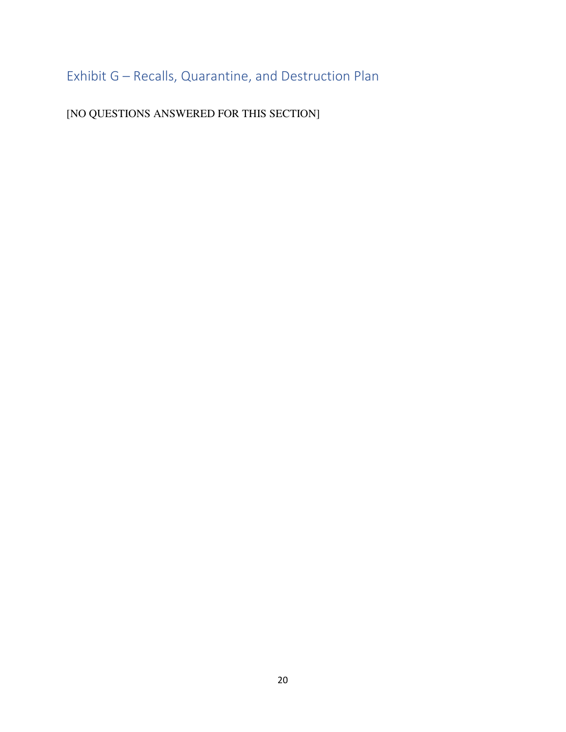## Exhibit G – Recalls, Quarantine, and Destruction Plan

[NO QUESTIONS ANSWERED FOR THIS SECTION]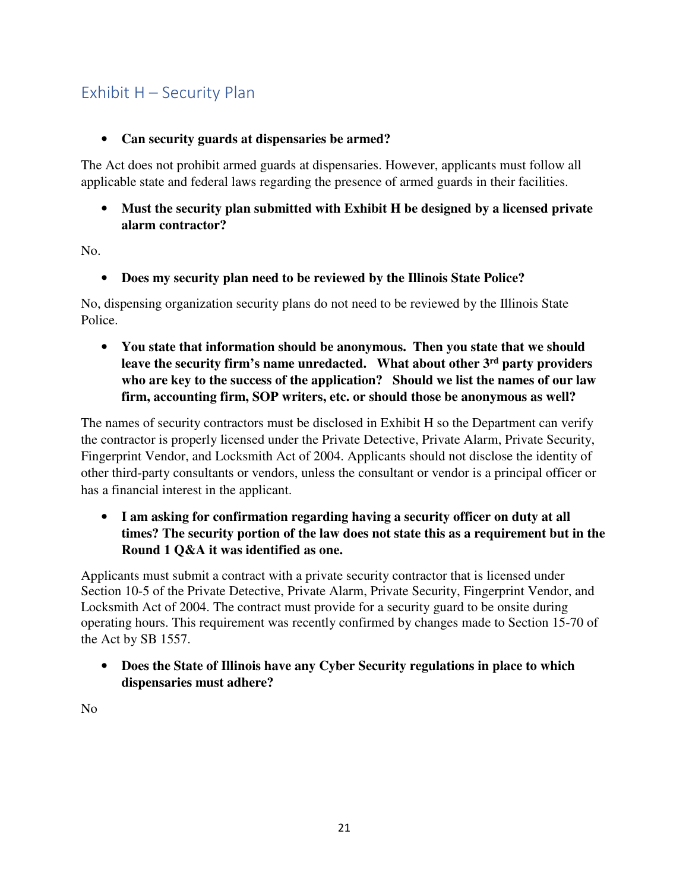## Exhibit H – Security Plan

- **Can security guards at dispensaries be armed?**

The Act does not prohibit armed guards at dispensaries. However, applicants must follow all applicable state and federal laws regarding the presence of armed guards in their facilities.

- **Must the security plan submitted with Exhibit H be designed by a licensed private alarm contractor?**

No.

- **Does my security plan need to be reviewed by the Illinois State Police?**

No, dispensing organization security plans do not need to be reviewed by the Illinois State Police.

- **You state that information should be anonymous. Then you state that we should leave the security firm's name unredacted. What about other 3rd party providers who are key to the success of the application? Should we list the names of our law firm, accounting firm, SOP writers, etc. or should those be anonymous as well?**

The names of security contractors must be disclosed in Exhibit H so the Department can verify the contractor is properly licensed under the Private Detective, Private Alarm, Private Security, Fingerprint Vendor, and Locksmith Act of 2004. Applicants should not disclose the identity of other third-party consultants or vendors, unless the consultant or vendor is a principal officer or has a financial interest in the applicant.

- **I am asking for confirmation regarding having a security officer on duty at all times? The security portion of the law does not state this as a requirement but in the Round 1 Q&A it was identified as one.**

Applicants must submit a contract with a private security contractor that is licensed under Section 10-5 of the Private Detective, Private Alarm, Private Security, Fingerprint Vendor, and Locksmith Act of 2004. The contract must provide for a security guard to be onsite during operating hours. This requirement was recently confirmed by changes made to Section 15-70 of the Act by SB 1557.

- **Does the State of Illinois have any Cyber Security regulations in place to which dispensaries must adhere?**

No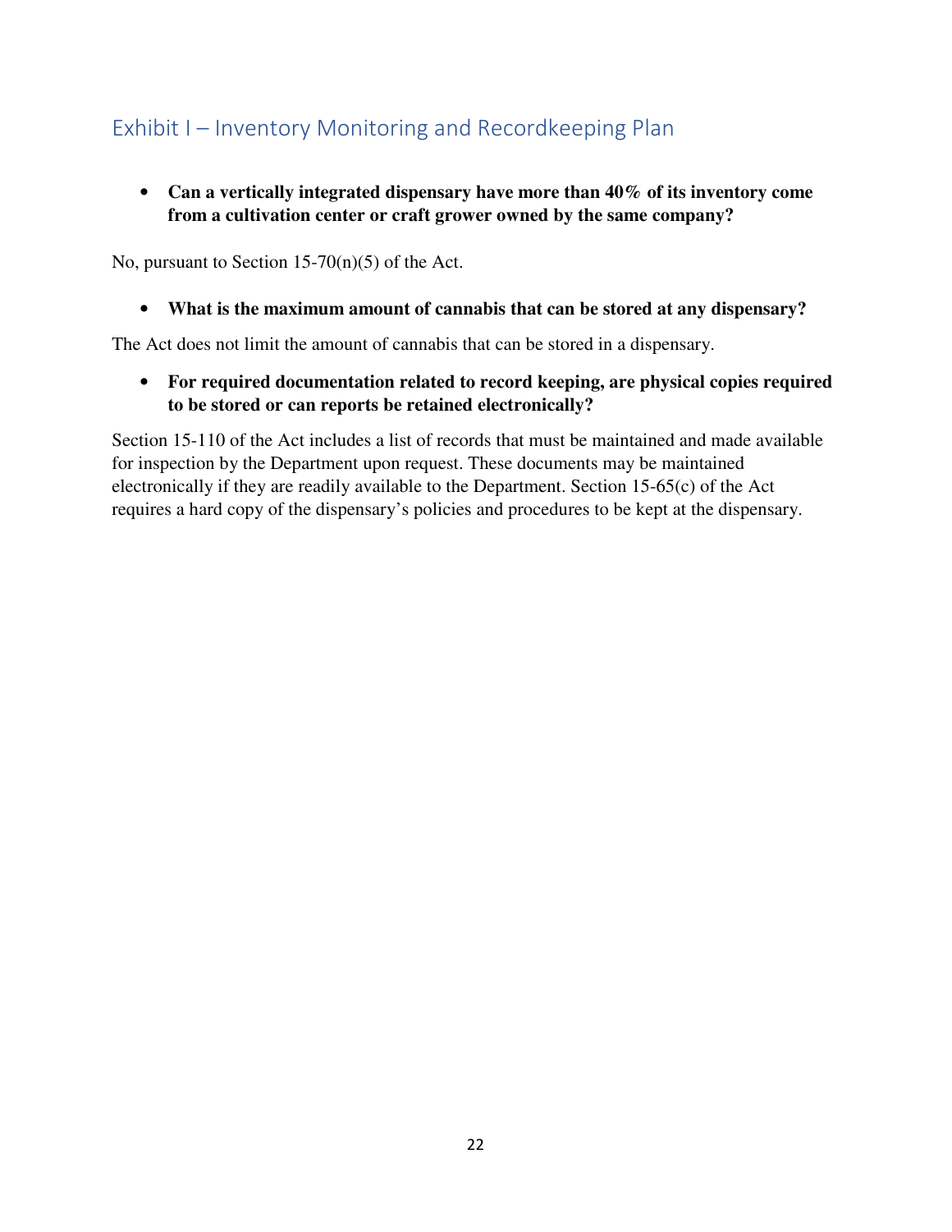## Exhibit I – Inventory Monitoring and Recordkeeping Plan

- **Can a vertically integrated dispensary have more than 40% of its inventory come from a cultivation center or craft grower owned by the same company?**

No, pursuant to Section 15-70(n)(5) of the Act.

- **What is the maximum amount of cannabis that can be stored at any dispensary?**

The Act does not limit the amount of cannabis that can be stored in a dispensary.

- **For required documentation related to record keeping, are physical copies required to be stored or can reports be retained electronically?**

Section 15-110 of the Act includes a list of records that must be maintained and made available for inspection by the Department upon request. These documents may be maintained electronically if they are readily available to the Department. Section 15-65(c) of the Act requires a hard copy of the dispensary's policies and procedures to be kept at the dispensary.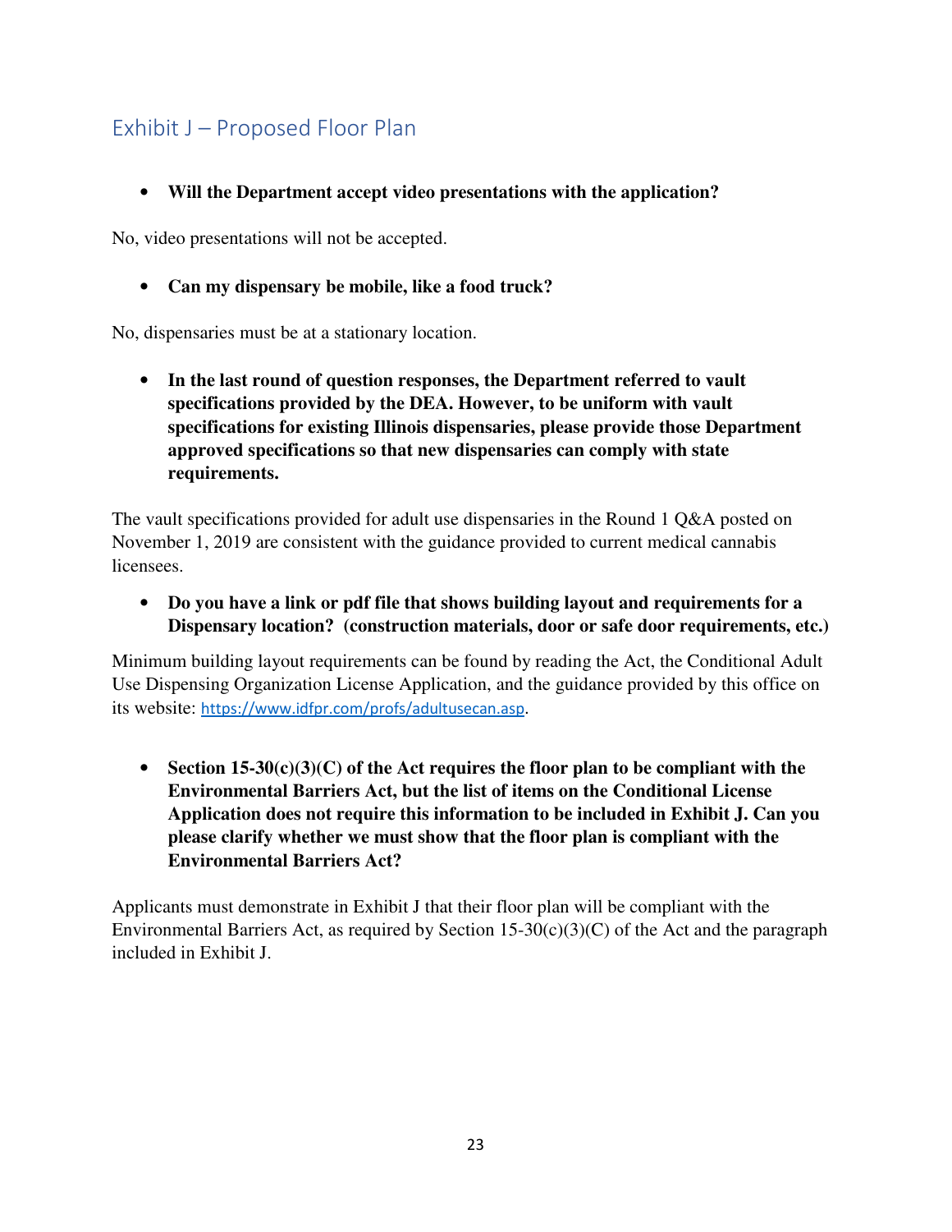## Exhibit J – Proposed Floor Plan

- **Will the Department accept video presentations with the application?**

No, video presentations will not be accepted.

- **Can my dispensary be mobile, like a food truck?**

No, dispensaries must be at a stationary location.

- **In the last round of question responses, the Department referred to vault specifications provided by the DEA. However, to be uniform with vault specifications for existing Illinois dispensaries, please provide those Department approved specifications so that new dispensaries can comply with state requirements.**

The vault specifications provided for adult use dispensaries in the Round 1 Q&A posted on November 1, 2019 are consistent with the guidance provided to current medical cannabis licensees.

- **Do you have a link or pdf file that shows building layout and requirements for a Dispensary location? (construction materials, door or safe door requirements, etc.)**

Minimum building layout requirements can be found by reading the Act, the Conditional Adult Use Dispensing Organization License Application, and the guidance provided by this office on its website: https://www.idfpr.com/profs/adultusecan.asp.

- **Section 15-30(c)(3)(C) of the Act requires the floor plan to be compliant with the Environmental Barriers Act, but the list of items on the Conditional License Application does not require this information to be included in Exhibit J. Can you please clarify whether we must show that the floor plan is compliant with the Environmental Barriers Act?**

Applicants must demonstrate in Exhibit J that their floor plan will be compliant with the Environmental Barriers Act, as required by Section 15-30(c)(3)(C) of the Act and the paragraph included in Exhibit J.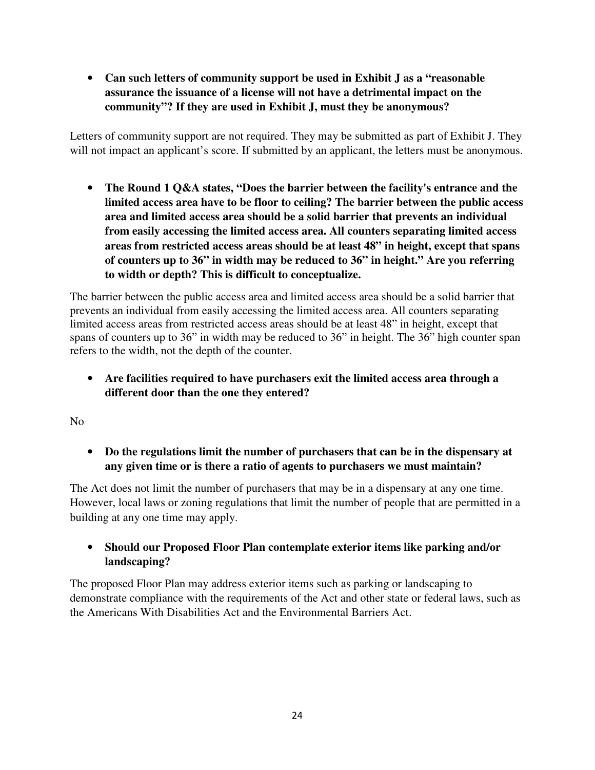- **Can such letters of community support be used in Exhibit J as a "reasonable assurance the issuance of a license will not have a detrimental impact on the community"? If they are used in Exhibit J, must they be anonymous?**

Letters of community support are not required. They may be submitted as part of Exhibit J. They will not impact an applicant's score. If submitted by an applicant, the letters must be anonymous.

- **The Round 1 Q&A states, "Does the barrier between the facility's entrance and the limited access area have to be floor to ceiling? The barrier between the public access area and limited access area should be a solid barrier that prevents an individual from easily accessing the limited access area. All counters separating limited access areas from restricted access areas should be at least 48" in height, except that spans of counters up to 36" in width may be reduced to 36" in height." Are you referring to width or depth? This is difficult to conceptualize.**

The barrier between the public access area and limited access area should be a solid barrier that prevents an individual from easily accessing the limited access area. All counters separating limited access areas from restricted access areas should be at least 48" in height, except that spans of counters up to 36" in width may be reduced to 36" in height. The 36" high counter span refers to the width, not the depth of the counter.

- **Are facilities required to have purchasers exit the limited access area through a different door than the one they entered?**

No

- **Do the regulations limit the number of purchasers that can be in the dispensary at any given time or is there a ratio of agents to purchasers we must maintain?**

The Act does not limit the number of purchasers that may be in a dispensary at any one time. However, local laws or zoning regulations that limit the number of people that are permitted in a building at any one time may apply.

- **Should our Proposed Floor Plan contemplate exterior items like parking and/or landscaping?**

The proposed Floor Plan may address exterior items such as parking or landscaping to demonstrate compliance with the requirements of the Act and other state or federal laws, such as the Americans With Disabilities Act and the Environmental Barriers Act.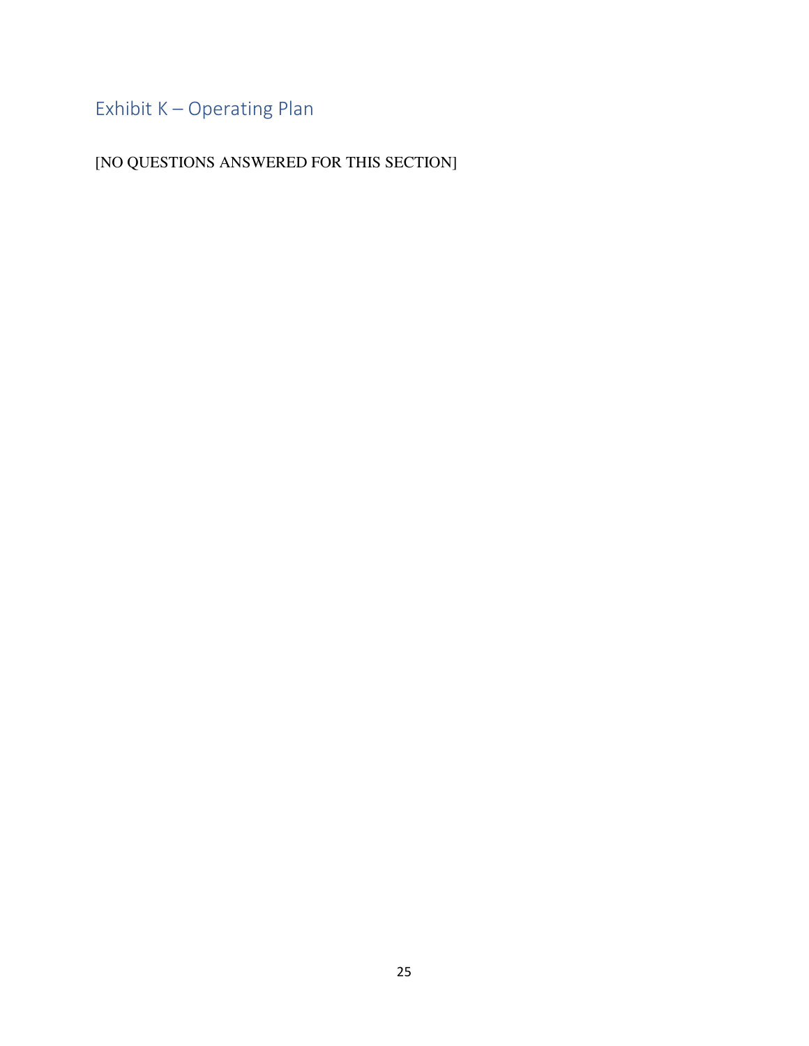## Exhibit K – Operating Plan

[NO QUESTIONS ANSWERED FOR THIS SECTION]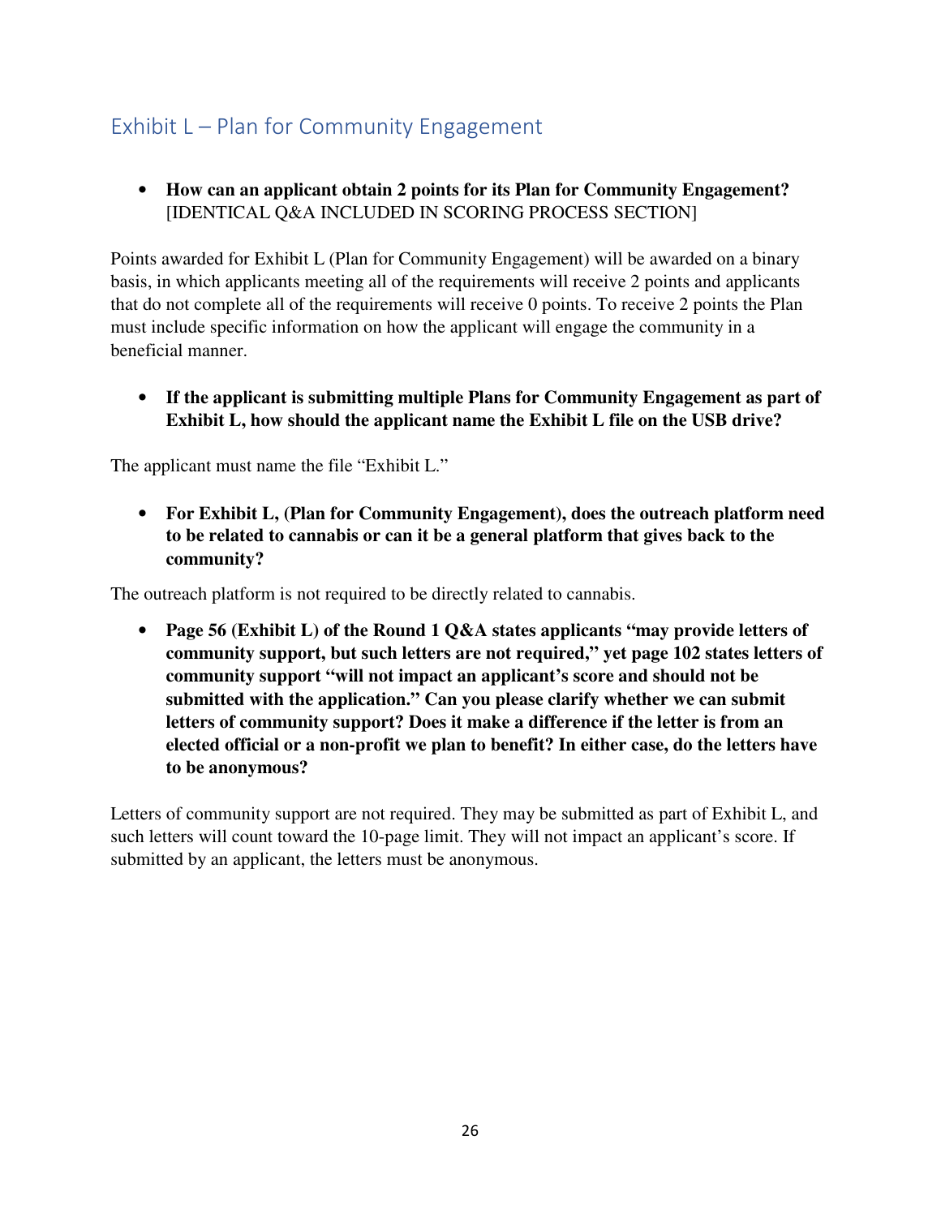## Exhibit L – Plan for Community Engagement

- **How can an applicant obtain 2 points for its Plan for Community Engagement?** [IDENTICAL Q&A INCLUDED IN SCORING PROCESS SECTION]

Points awarded for Exhibit L (Plan for Community Engagement) will be awarded on a binary basis, in which applicants meeting all of the requirements will receive 2 points and applicants that do not complete all of the requirements will receive 0 points. To receive 2 points the Plan must include specific information on how the applicant will engage the community in a beneficial manner.

- **If the applicant is submitting multiple Plans for Community Engagement as part of Exhibit L, how should the applicant name the Exhibit L file on the USB drive?**

The applicant must name the file "Exhibit L."

- **For Exhibit L, (Plan for Community Engagement), does the outreach platform need to be related to cannabis or can it be a general platform that gives back to the community?**

The outreach platform is not required to be directly related to cannabis.

- **Page 56 (Exhibit L) of the Round 1 Q&A states applicants "may provide letters of community support, but such letters are not required," yet page 102 states letters of community support "will not impact an applicant's score and should not be submitted with the application." Can you please clarify whether we can submit letters of community support? Does it make a difference if the letter is from an elected official or a non-profit we plan to benefit? In either case, do the letters have to be anonymous?**

Letters of community support are not required. They may be submitted as part of Exhibit L, and such letters will count toward the 10-page limit. They will not impact an applicant's score. If submitted by an applicant, the letters must be anonymous.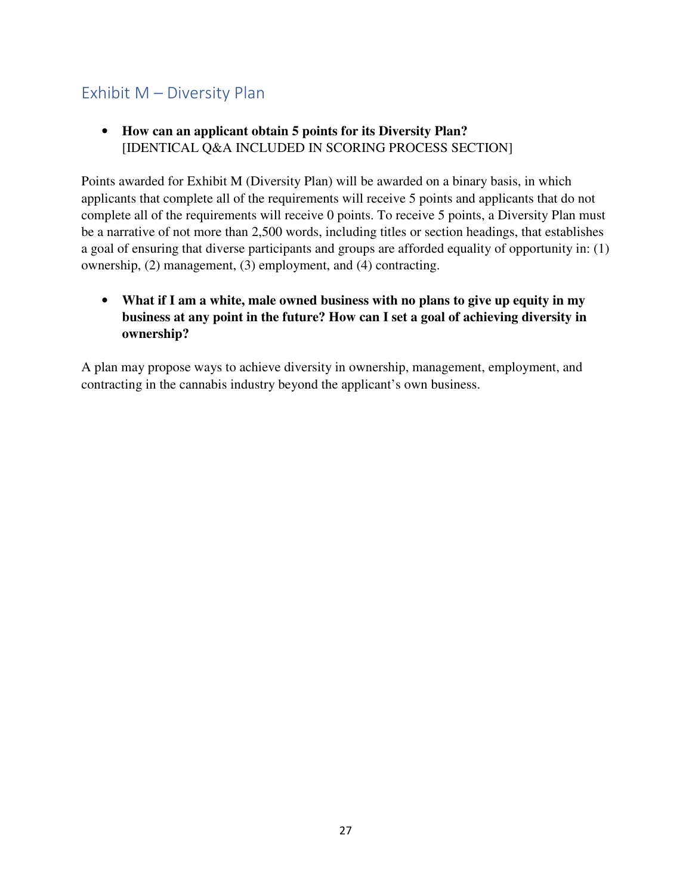## Exhibit M – Diversity Plan

- **How can an applicant obtain 5 points for its Diversity Plan?**
  [IDENTICAL Q&A INCLUDED IN SCORING PROCESS SECTION]

Points awarded for Exhibit M (Diversity Plan) will be awarded on a binary basis, in which applicants that complete all of the requirements will receive 5 points and applicants that do not complete all of the requirements will receive 0 points. To receive 5 points, a Diversity Plan must be a narrative of not more than 2,500 words, including titles or section headings, that establishes a goal of ensuring that diverse participants and groups are afforded equality of opportunity in: (1) ownership, (2) management, (3) employment, and (4) contracting.

- **What if I am a white, male owned business with no plans to give up equity in my business at any point in the future? How can I set a goal of achieving diversity in ownership?**

A plan may propose ways to achieve diversity in ownership, management, employment, and contracting in the cannabis industry beyond the applicant's own business.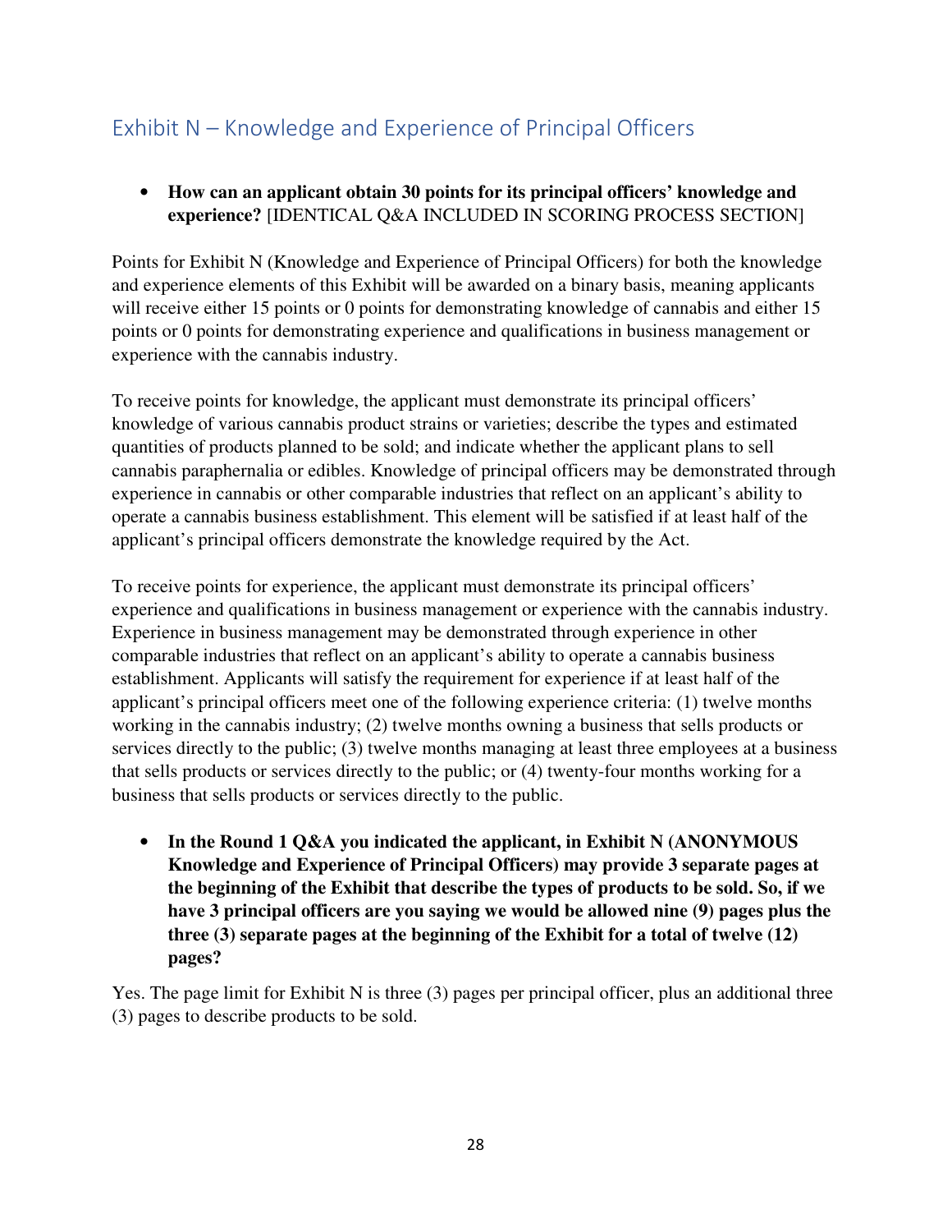## Exhibit N – Knowledge and Experience of Principal Officers

- **How can an applicant obtain 30 points for its principal officers' knowledge and experience?** [IDENTICAL Q&A INCLUDED IN SCORING PROCESS SECTION]

Points for Exhibit N (Knowledge and Experience of Principal Officers) for both the knowledge and experience elements of this Exhibit will be awarded on a binary basis, meaning applicants will receive either 15 points or 0 points for demonstrating knowledge of cannabis and either 15 points or 0 points for demonstrating experience and qualifications in business management or experience with the cannabis industry.

To receive points for knowledge, the applicant must demonstrate its principal officers' knowledge of various cannabis product strains or varieties; describe the types and estimated quantities of products planned to be sold; and indicate whether the applicant plans to sell cannabis paraphernalia or edibles. Knowledge of principal officers may be demonstrated through experience in cannabis or other comparable industries that reflect on an applicant's ability to operate a cannabis business establishment. This element will be satisfied if at least half of the applicant's principal officers demonstrate the knowledge required by the Act.

To receive points for experience, the applicant must demonstrate its principal officers' experience and qualifications in business management or experience with the cannabis industry. Experience in business management may be demonstrated through experience in other comparable industries that reflect on an applicant's ability to operate a cannabis business establishment. Applicants will satisfy the requirement for experience if at least half of the applicant's principal officers meet one of the following experience criteria: (1) twelve months working in the cannabis industry; (2) twelve months owning a business that sells products or services directly to the public; (3) twelve months managing at least three employees at a business that sells products or services directly to the public; or (4) twenty-four months working for a business that sells products or services directly to the public.

- **In the Round 1 Q&A you indicated the applicant, in Exhibit N (ANONYMOUS Knowledge and Experience of Principal Officers) may provide 3 separate pages at the beginning of the Exhibit that describe the types of products to be sold. So, if we have 3 principal officers are you saying we would be allowed nine (9) pages plus the three (3) separate pages at the beginning of the Exhibit for a total of twelve (12) pages?**

Yes. The page limit for Exhibit N is three (3) pages per principal officer, plus an additional three (3) pages to describe products to be sold.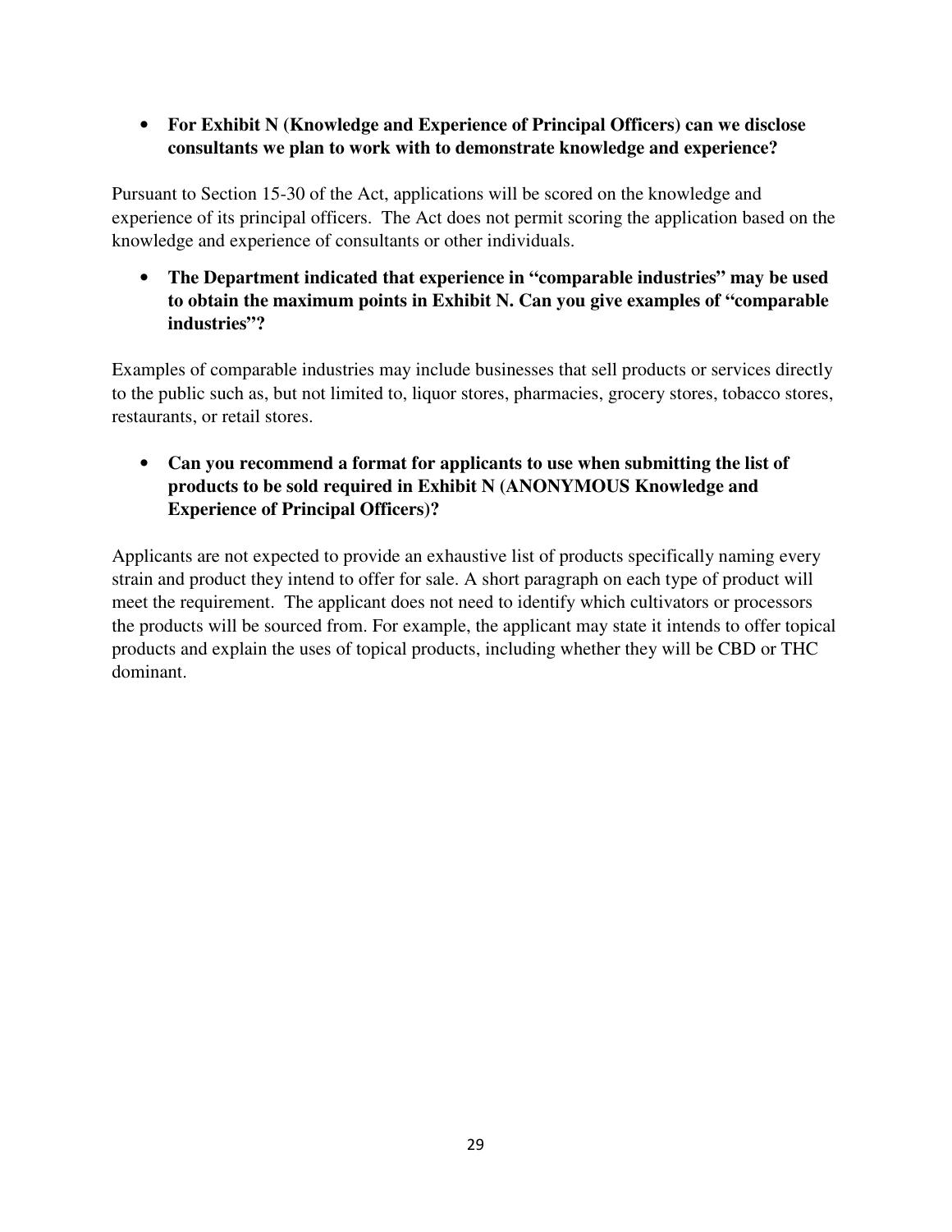- **For Exhibit N (Knowledge and Experience of Principal Officers) can we disclose consultants we plan to work with to demonstrate knowledge and experience?**

Pursuant to Section 15-30 of the Act, applications will be scored on the knowledge and experience of its principal officers. The Act does not permit scoring the application based on the knowledge and experience of consultants or other individuals.

- **The Department indicated that experience in "comparable industries" may be used to obtain the maximum points in Exhibit N. Can you give examples of "comparable industries"?**

Examples of comparable industries may include businesses that sell products or services directly to the public such as, but not limited to, liquor stores, pharmacies, grocery stores, tobacco stores, restaurants, or retail stores.

- **Can you recommend a format for applicants to use when submitting the list of products to be sold required in Exhibit N (ANONYMOUS Knowledge and Experience of Principal Officers)?**

Applicants are not expected to provide an exhaustive list of products specifically naming every strain and product they intend to offer for sale. A short paragraph on each type of product will meet the requirement. The applicant does not need to identify which cultivators or processors the products will be sourced from. For example, the applicant may state it intends to offer topical products and explain the uses of topical products, including whether they will be CBD or THC dominant.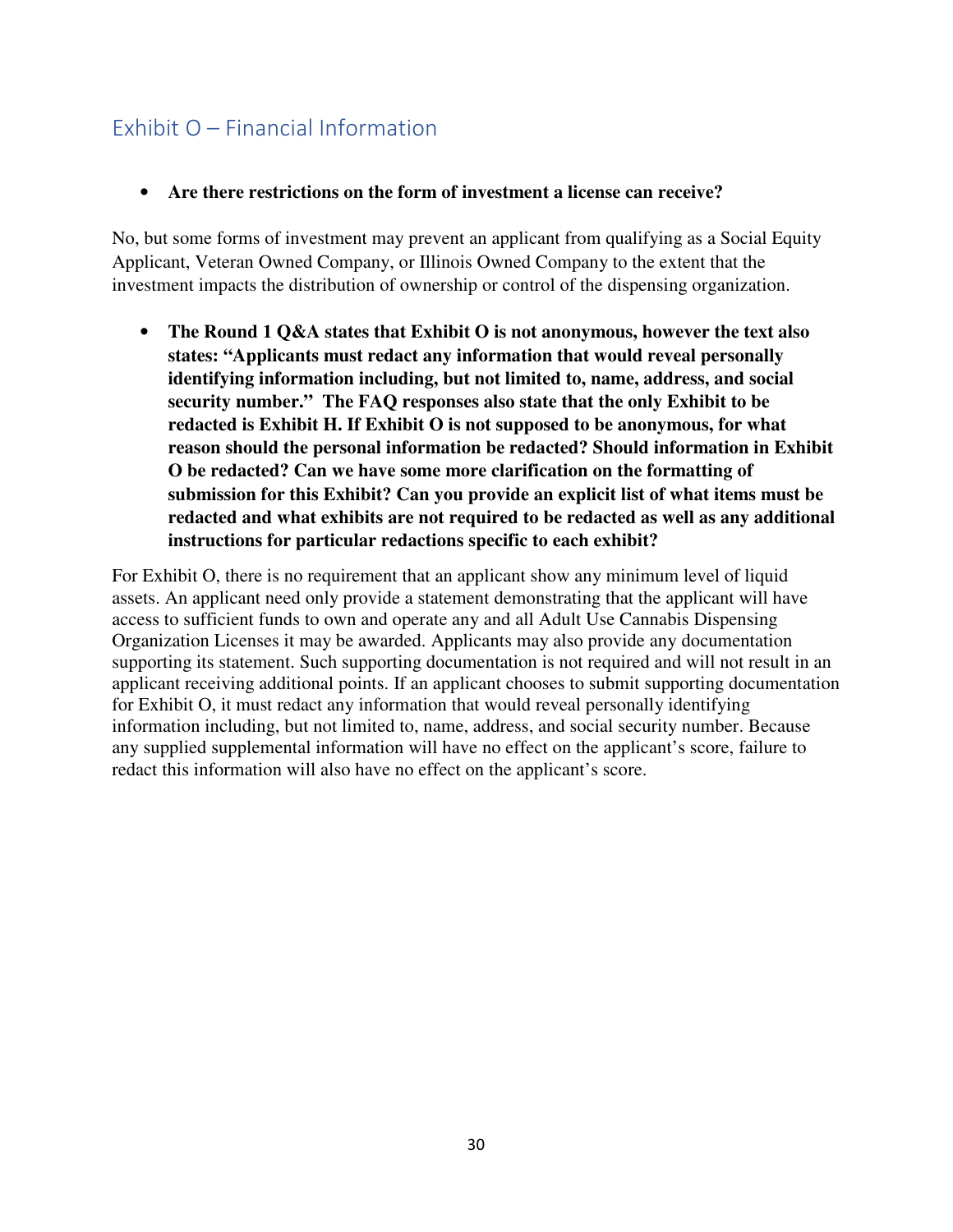## Exhibit O – Financial Information

- **Are there restrictions on the form of investment a license can receive?**

No, but some forms of investment may prevent an applicant from qualifying as a Social Equity Applicant, Veteran Owned Company, or Illinois Owned Company to the extent that the investment impacts the distribution of ownership or control of the dispensing organization.

- **The Round 1 Q&A states that Exhibit O is not anonymous, however the text also states: "Applicants must redact any information that would reveal personally identifying information including, but not limited to, name, address, and social security number." The FAQ responses also state that the only Exhibit to be redacted is Exhibit H. If Exhibit O is not supposed to be anonymous, for what reason should the personal information be redacted? Should information in Exhibit O be redacted? Can we have some more clarification on the formatting of submission for this Exhibit? Can you provide an explicit list of what items must be redacted and what exhibits are not required to be redacted as well as any additional instructions for particular redactions specific to each exhibit?**

For Exhibit O, there is no requirement that an applicant show any minimum level of liquid assets. An applicant need only provide a statement demonstrating that the applicant will have access to sufficient funds to own and operate any and all Adult Use Cannabis Dispensing Organization Licenses it may be awarded. Applicants may also provide any documentation supporting its statement. Such supporting documentation is not required and will not result in an applicant receiving additional points. If an applicant chooses to submit supporting documentation for Exhibit O, it must redact any information that would reveal personally identifying information including, but not limited to, name, address, and social security number. Because any supplied supplemental information will have no effect on the applicant's score, failure to redact this information will also have no effect on the applicant's score.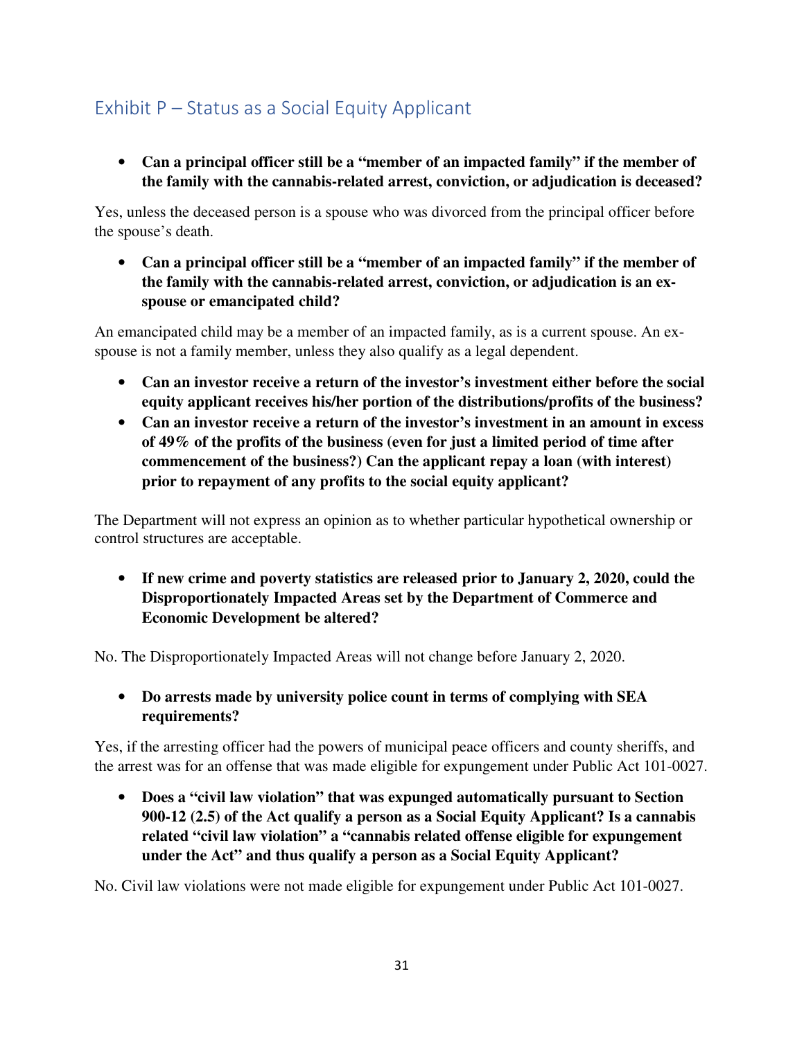## Exhibit P – Status as a Social Equity Applicant

- **Can a principal officer still be a "member of an impacted family" if the member of the family with the cannabis-related arrest, conviction, or adjudication is deceased?**

Yes, unless the deceased person is a spouse who was divorced from the principal officer before the spouse's death.

- **Can a principal officer still be a "member of an impacted family" if the member of the family with the cannabis-related arrest, conviction, or adjudication is an ex-spouse or emancipated child?**

An emancipated child may be a member of an impacted family, as is a current spouse. An ex-spouse is not a family member, unless they also qualify as a legal dependent.

- **Can an investor receive a return of the investor's investment either before the social equity applicant receives his/her portion of the distributions/profits of the business?**
- **Can an investor receive a return of the investor's investment in an amount in excess of 49% of the profits of the business (even for just a limited period of time after commencement of the business?) Can the applicant repay a loan (with interest) prior to repayment of any profits to the social equity applicant?**

The Department will not express an opinion as to whether particular hypothetical ownership or control structures are acceptable.

- **If new crime and poverty statistics are released prior to January 2, 2020, could the Disproportionately Impacted Areas set by the Department of Commerce and Economic Development be altered?**

No. The Disproportionately Impacted Areas will not change before January 2, 2020.

- **Do arrests made by university police count in terms of complying with SEA requirements?**

Yes, if the arresting officer had the powers of municipal peace officers and county sheriffs, and the arrest was for an offense that was made eligible for expungement under Public Act 101-0027.

- **Does a "civil law violation" that was expunged automatically pursuant to Section 900-12 (2.5) of the Act qualify a person as a Social Equity Applicant? Is a cannabis related "civil law violation" a "cannabis related offense eligible for expungement under the Act" and thus qualify a person as a Social Equity Applicant?**

No. Civil law violations were not made eligible for expungement under Public Act 101-0027.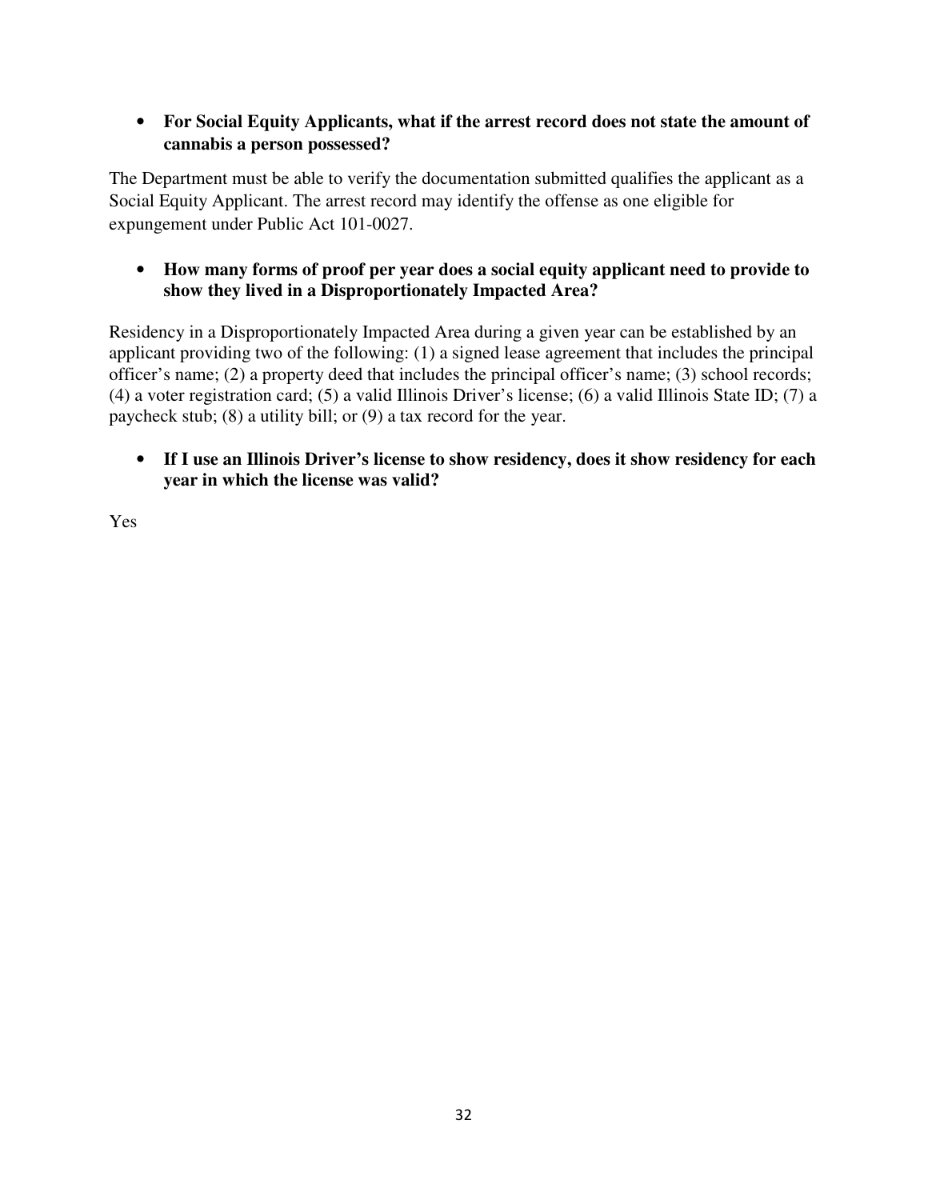- **For Social Equity Applicants, what if the arrest record does not state the amount of cannabis a person possessed?**

The Department must be able to verify the documentation submitted qualifies the applicant as a Social Equity Applicant. The arrest record may identify the offense as one eligible for expungement under Public Act 101-0027.

- **How many forms of proof per year does a social equity applicant need to provide to show they lived in a Disproportionately Impacted Area?**

Residency in a Disproportionately Impacted Area during a given year can be established by an applicant providing two of the following: (1) a signed lease agreement that includes the principal officer's name; (2) a property deed that includes the principal officer's name; (3) school records; (4) a voter registration card; (5) a valid Illinois Driver's license; (6) a valid Illinois State ID; (7) a paycheck stub; (8) a utility bill; or (9) a tax record for the year.

- **If I use an Illinois Driver's license to show residency, does it show residency for each year in which the license was valid?**

Yes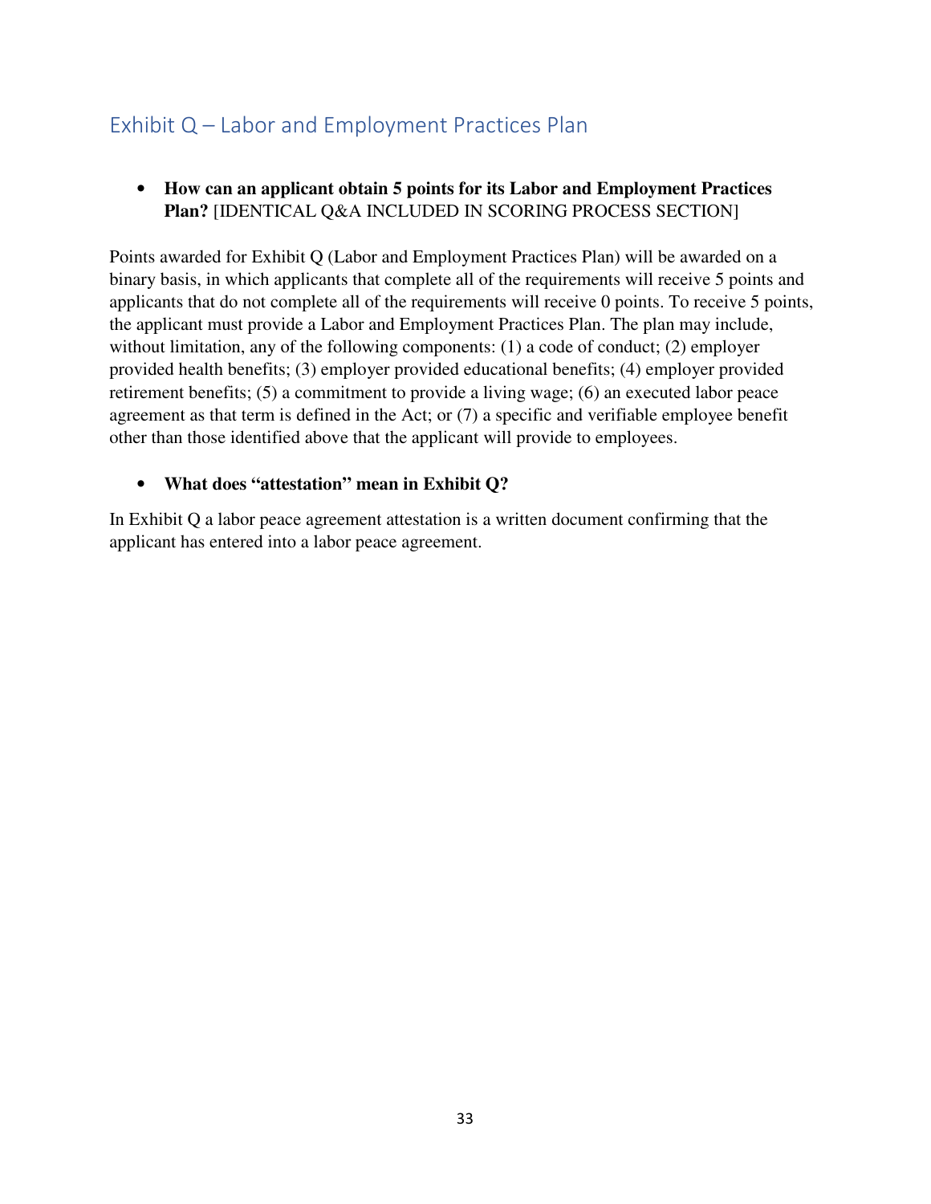## Exhibit Q – Labor and Employment Practices Plan

- **How can an applicant obtain 5 points for its Labor and Employment Practices Plan?** [IDENTICAL Q&A INCLUDED IN SCORING PROCESS SECTION]

Points awarded for Exhibit Q (Labor and Employment Practices Plan) will be awarded on a binary basis, in which applicants that complete all of the requirements will receive 5 points and applicants that do not complete all of the requirements will receive 0 points. To receive 5 points, the applicant must provide a Labor and Employment Practices Plan. The plan may include, without limitation, any of the following components: (1) a code of conduct; (2) employer provided health benefits; (3) employer provided educational benefits; (4) employer provided retirement benefits; (5) a commitment to provide a living wage; (6) an executed labor peace agreement as that term is defined in the Act; or (7) a specific and verifiable employee benefit other than those identified above that the applicant will provide to employees.

- **What does "attestation" mean in Exhibit Q?**

In Exhibit Q a labor peace agreement attestation is a written document confirming that the applicant has entered into a labor peace agreement.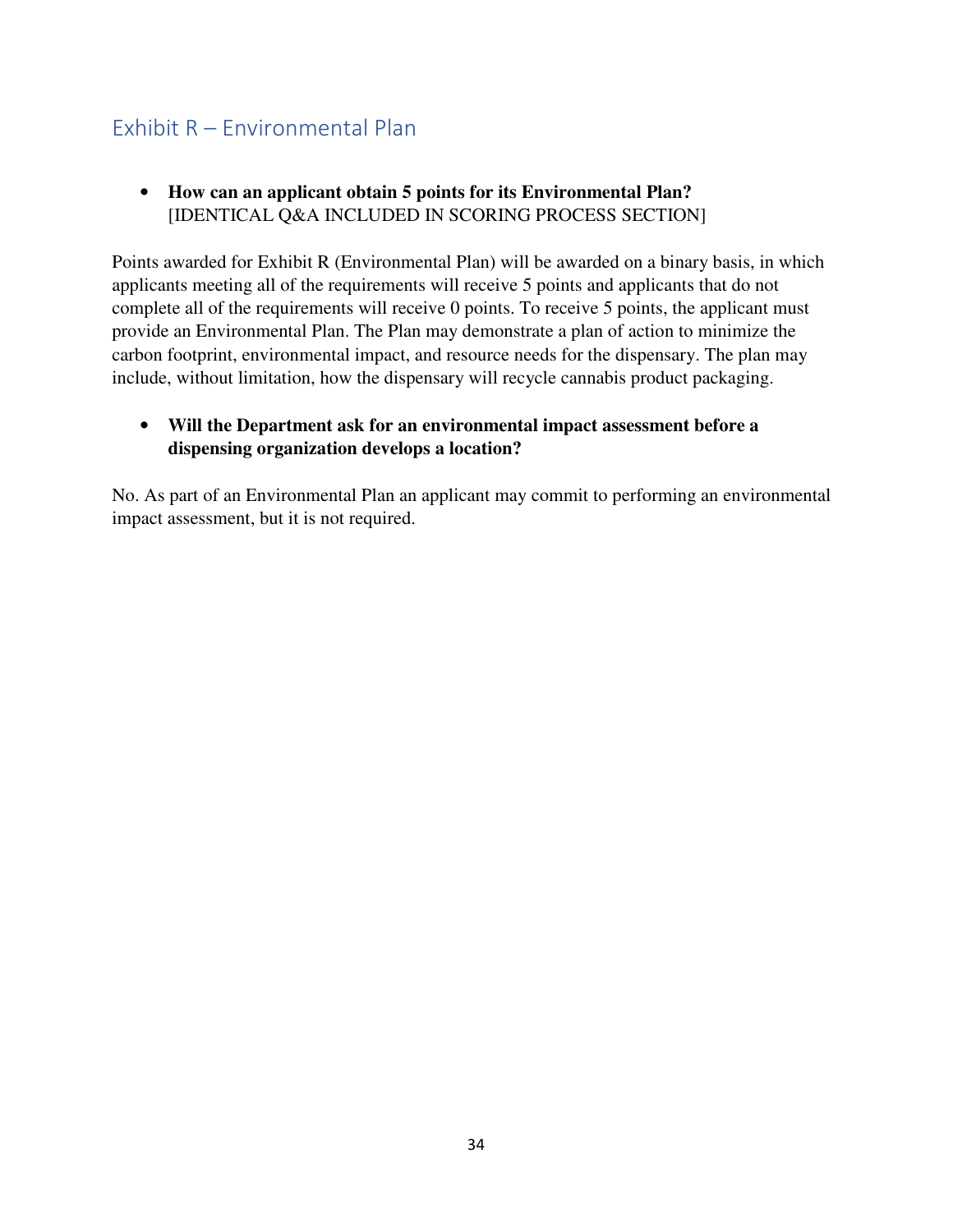## Exhibit R – Environmental Plan

- **How can an applicant obtain 5 points for its Environmental Plan?**
  [IDENTICAL Q&A INCLUDED IN SCORING PROCESS SECTION]

Points awarded for Exhibit R (Environmental Plan) will be awarded on a binary basis, in which applicants meeting all of the requirements will receive 5 points and applicants that do not complete all of the requirements will receive 0 points. To receive 5 points, the applicant must provide an Environmental Plan. The Plan may demonstrate a plan of action to minimize the carbon footprint, environmental impact, and resource needs for the dispensary. The plan may include, without limitation, how the dispensary will recycle cannabis product packaging.

- **Will the Department ask for an environmental impact assessment before a dispensing organization develops a location?**

No. As part of an Environmental Plan an applicant may commit to performing an environmental impact assessment, but it is not required.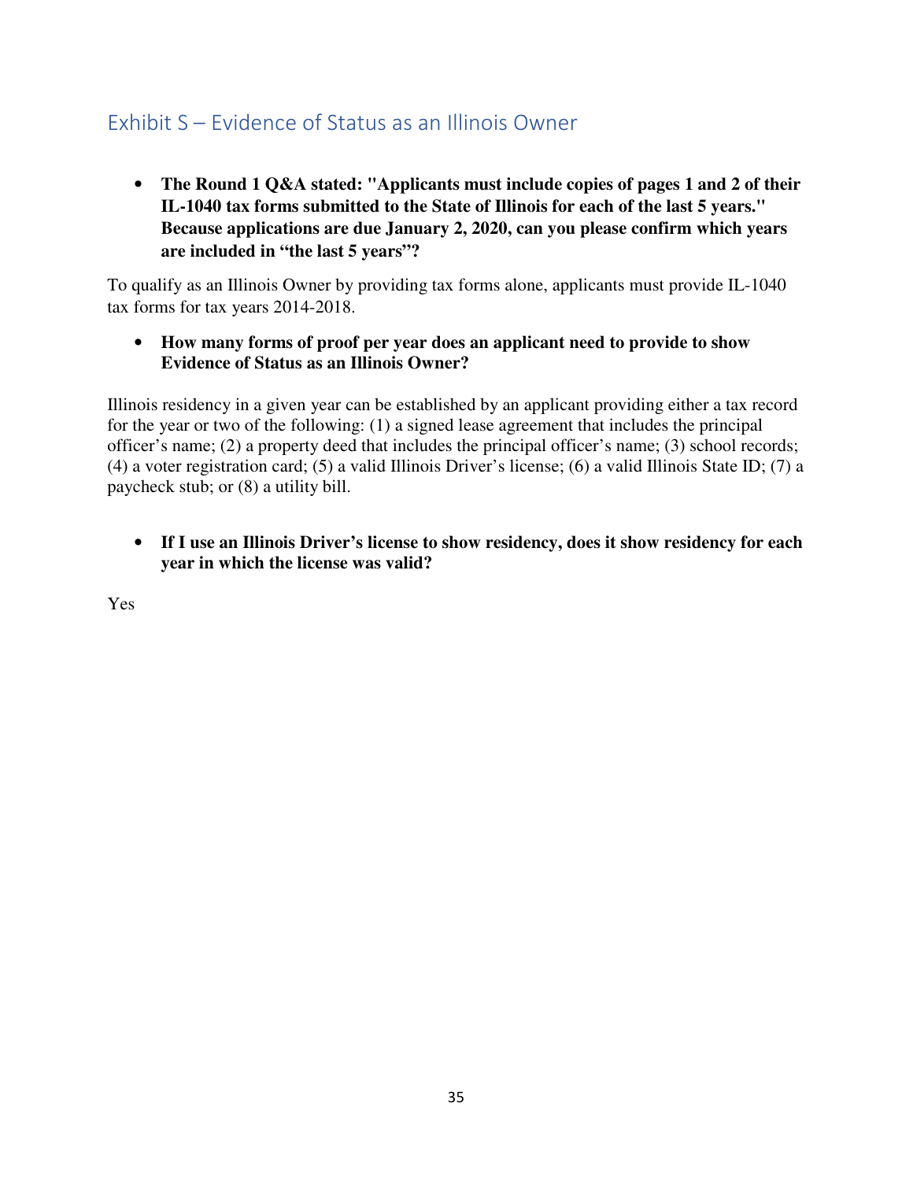## Exhibit S – Evidence of Status as an Illinois Owner

- **The Round 1 Q&A stated: "Applicants must include copies of pages 1 and 2 of their IL-1040 tax forms submitted to the State of Illinois for each of the last 5 years." Because applications are due January 2, 2020, can you please confirm which years are included in "the last 5 years"?**

To qualify as an Illinois Owner by providing tax forms alone, applicants must provide IL-1040 tax forms for tax years 2014-2018.

- **How many forms of proof per year does an applicant need to provide to show Evidence of Status as an Illinois Owner?**

Illinois residency in a given year can be established by an applicant providing either a tax record for the year or two of the following: (1) a signed lease agreement that includes the principal officer's name; (2) a property deed that includes the principal officer's name; (3) school records; (4) a voter registration card; (5) a valid Illinois Driver's license; (6) a valid Illinois State ID; (7) a paycheck stub; or (8) a utility bill.

- **If I use an Illinois Driver's license to show residency, does it show residency for each year in which the license was valid?**

Yes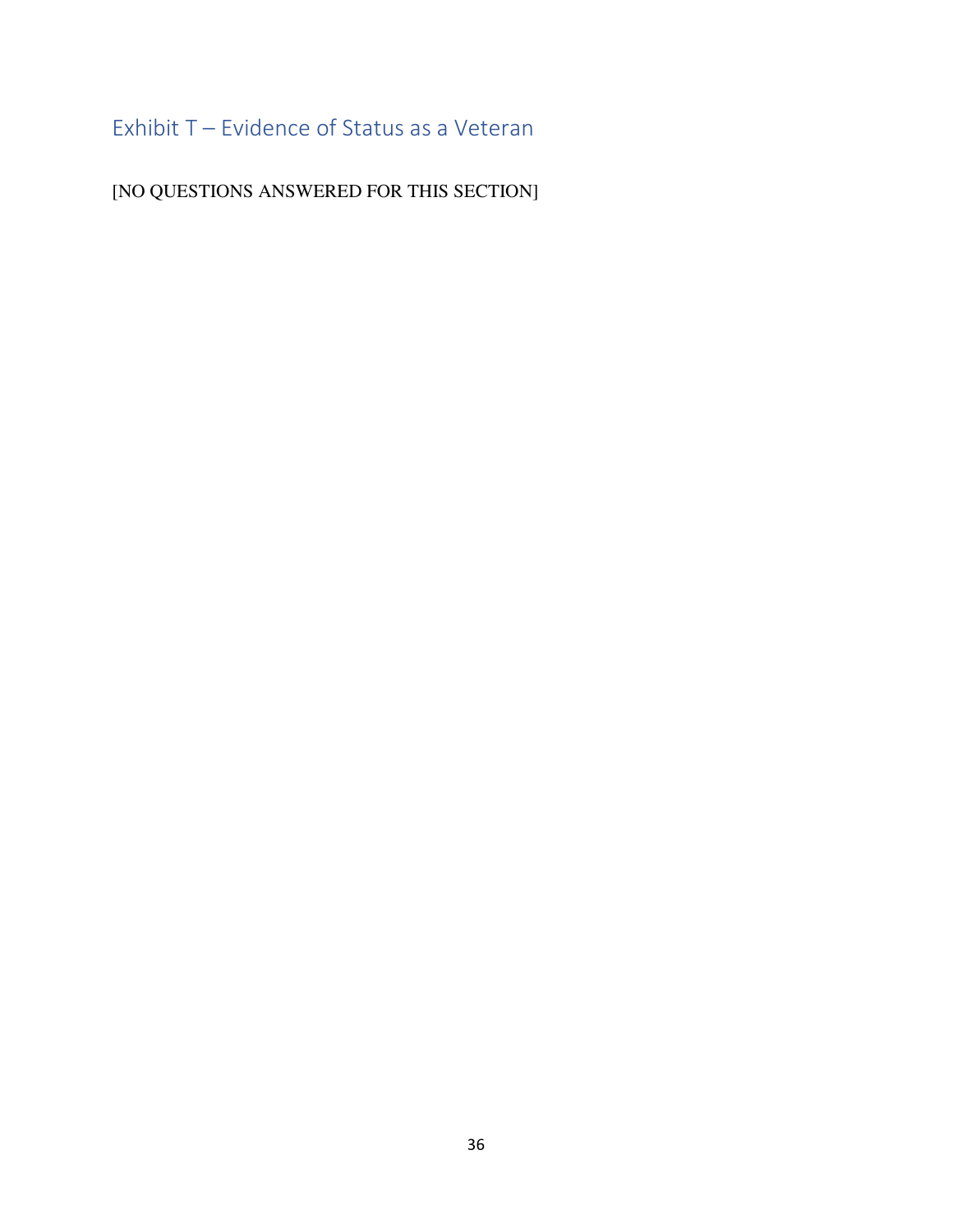## Exhibit T – Evidence of Status as a Veteran

[NO QUESTIONS ANSWERED FOR THIS SECTION]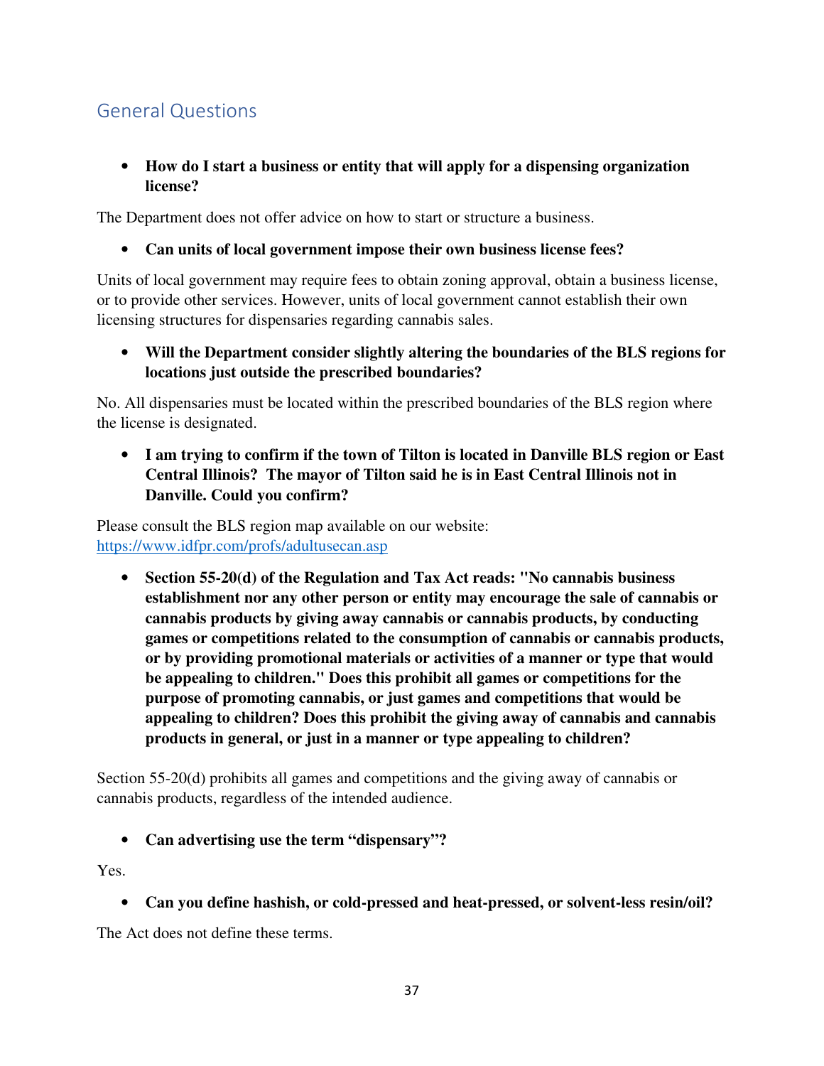## General Questions

- **How do I start a business or entity that will apply for a dispensing organization license?**

The Department does not offer advice on how to start or structure a business.

- **Can units of local government impose their own business license fees?**

Units of local government may require fees to obtain zoning approval, obtain a business license, or to provide other services. However, units of local government cannot establish their own licensing structures for dispensaries regarding cannabis sales.

- **Will the Department consider slightly altering the boundaries of the BLS regions for locations just outside the prescribed boundaries?**

No. All dispensaries must be located within the prescribed boundaries of the BLS region where the license is designated.

- **I am trying to confirm if the town of Tilton is located in Danville BLS region or East Central Illinois? The mayor of Tilton said he is in East Central Illinois not in Danville. Could you confirm?**

Please consult the BLS region map available on our website: [https://www.idfpr.com/profs/adultusecan.asp](https://www.idfpr.com/profs/adultusecan.asp)

- **Section 55-20(d) of the Regulation and Tax Act reads: "No cannabis business establishment nor any other person or entity may encourage the sale of cannabis or cannabis products by giving away cannabis or cannabis products, by conducting games or competitions related to the consumption of cannabis or cannabis products, or by providing promotional materials or activities of a manner or type that would be appealing to children." Does this prohibit all games or competitions for the purpose of promoting cannabis, or just games and competitions that would be appealing to children? Does this prohibit the giving away of cannabis and cannabis products in general, or just in a manner or type appealing to children?**

Section 55-20(d) prohibits all games and competitions and the giving away of cannabis or cannabis products, regardless of the intended audience.

- **Can advertising use the term "dispensary"?**

Yes.

- **Can you define hashish, or cold-pressed and heat-pressed, or solvent-less resin/oil?**

The Act does not define these terms.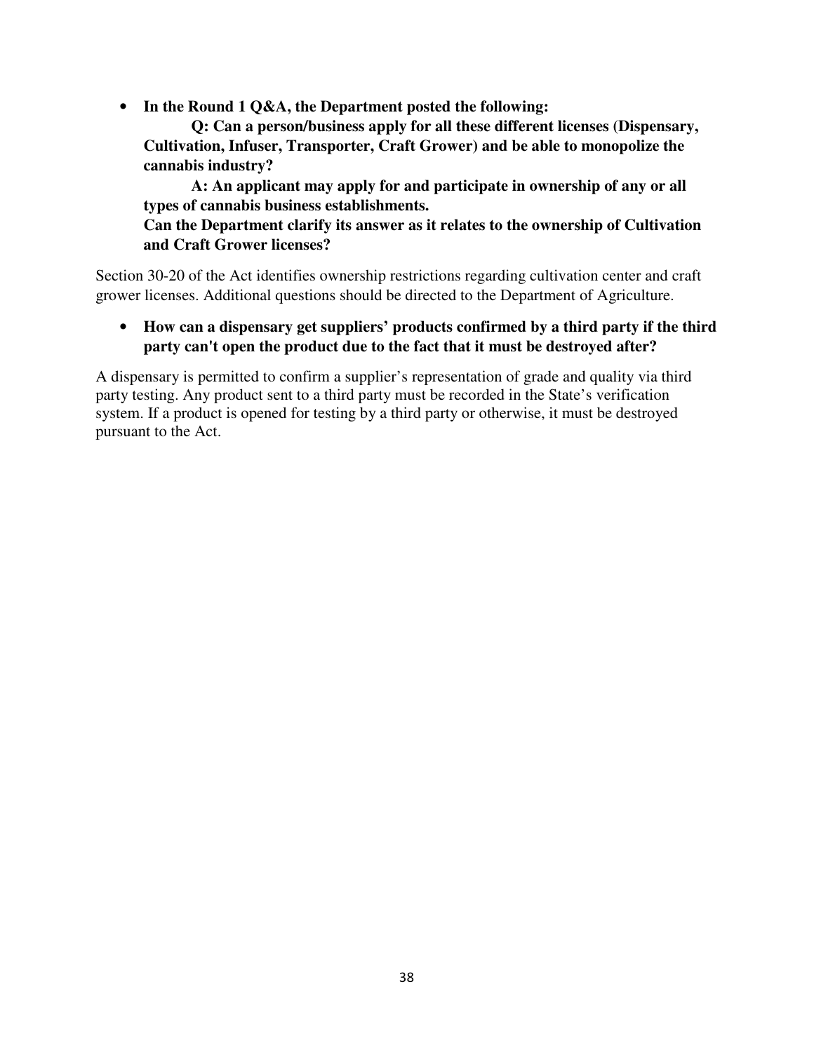- **In the Round 1 Q&A, the Department posted the following:**

  **Q: Can a person/business apply for all these different licenses (Dispensary, Cultivation, Infuser, Transporter, Craft Grower) and be able to monopolize the cannabis industry?**

  **A: An applicant may apply for and participate in ownership of any or all types of cannabis business establishments.**

  **Can the Department clarify its answer as it relates to the ownership of Cultivation and Craft Grower licenses?**

Section 30-20 of the Act identifies ownership restrictions regarding cultivation center and craft grower licenses. Additional questions should be directed to the Department of Agriculture.

- **How can a dispensary get suppliers' products confirmed by a third party if the third party can't open the product due to the fact that it must be destroyed after?**

A dispensary is permitted to confirm a supplier's representation of grade and quality via third party testing. Any product sent to a third party must be recorded in the State's verification system. If a product is opened for testing by a third party or otherwise, it must be destroyed pursuant to the Act.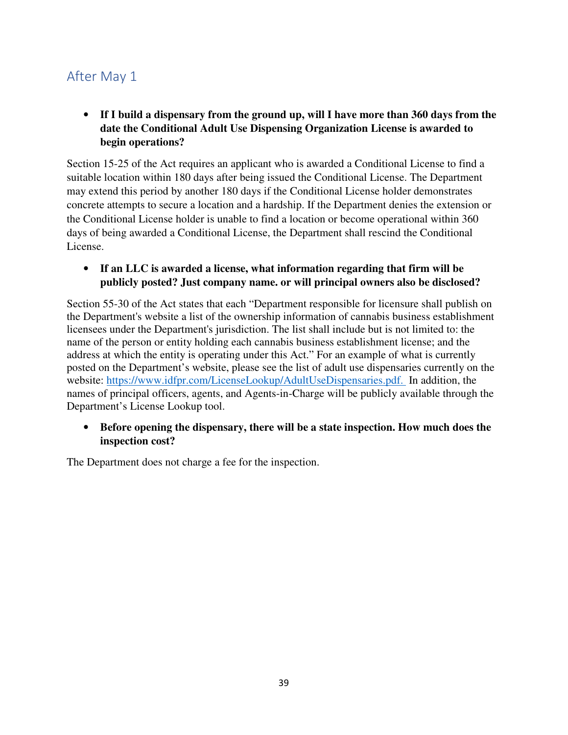## After May 1

- **If I build a dispensary from the ground up, will I have more than 360 days from the date the Conditional Adult Use Dispensing Organization License is awarded to begin operations?**

Section 15-25 of the Act requires an applicant who is awarded a Conditional License to find a suitable location within 180 days after being issued the Conditional License. The Department may extend this period by another 180 days if the Conditional License holder demonstrates concrete attempts to secure a location and a hardship. If the Department denies the extension or the Conditional License holder is unable to find a location or become operational within 360 days of being awarded a Conditional License, the Department shall rescind the Conditional License.

- **If an LLC is awarded a license, what information regarding that firm will be publicly posted? Just company name. or will principal owners also be disclosed?**

Section 55-30 of the Act states that each "Department responsible for licensure shall publish on the Department's website a list of the ownership information of cannabis business establishment licensees under the Department's jurisdiction. The list shall include but is not limited to: the name of the person or entity holding each cannabis business establishment license; and the address at which the entity is operating under this Act." For an example of what is currently posted on the Department's website, please see the list of adult use dispensaries currently on the website: [https://www.idfpr.com/LicenseLookup/AdultUseDispensaries.pdf.](https://www.idfpr.com/LicenseLookup/AdultUseDispensaries.pdf) In addition, the names of principal officers, agents, and Agents-in-Charge will be publicly available through the Department's License Lookup tool.

- **Before opening the dispensary, there will be a state inspection. How much does the inspection cost?**

The Department does not charge a fee for the inspection.